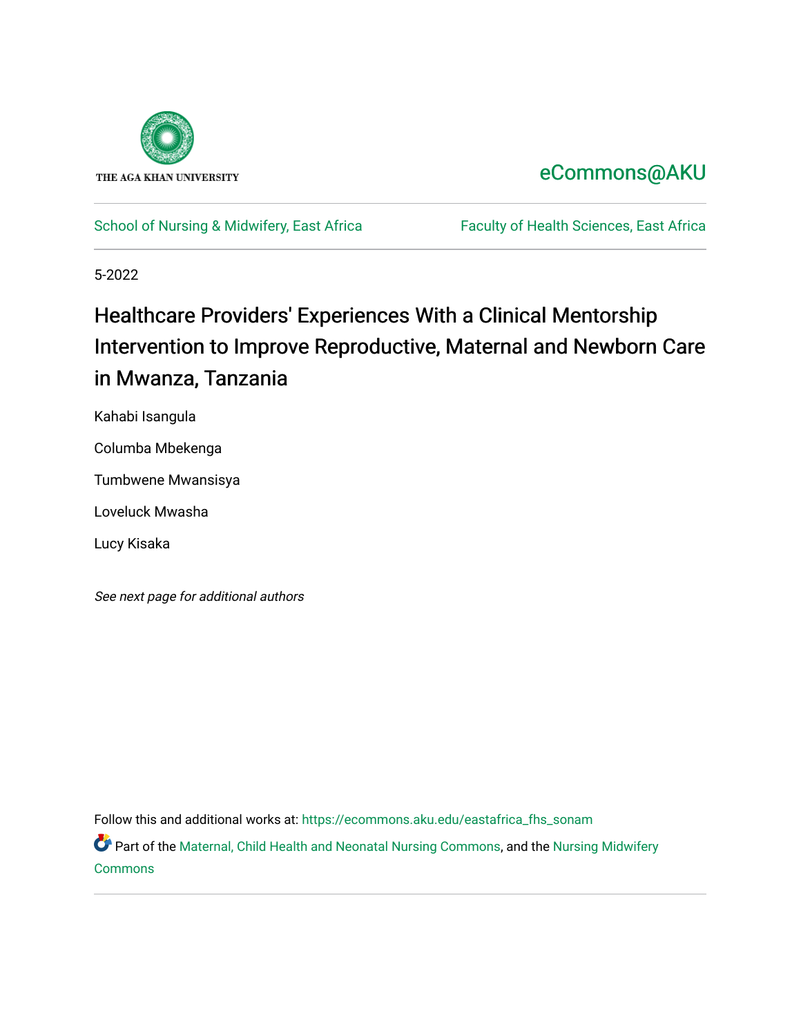THE AGA KHAN UNIVERSITY

eCommons@AKU

School of Nursing & Midwifery, East Africa

Faculty of Health Sciences, East Africa

5-2022

# Healthcare Providers' Experiences With a Clinical Mentorship Intervention to Improve Reproductive, Maternal and Newborn Care in Mwanza, Tanzania

Kahabi Isangula

Columba Mbekenga

Tumbwene Mwansisya

Loveluck Mwasha

Lucy Kisaka

*See next page for additional authors*

Follow this and additional works at: https://ecommons.aku.edu/eastafrica_fhs_sonam

Part of the Maternal, Child Health and Neonatal Nursing Commons, and the Nursing Midwifery Commons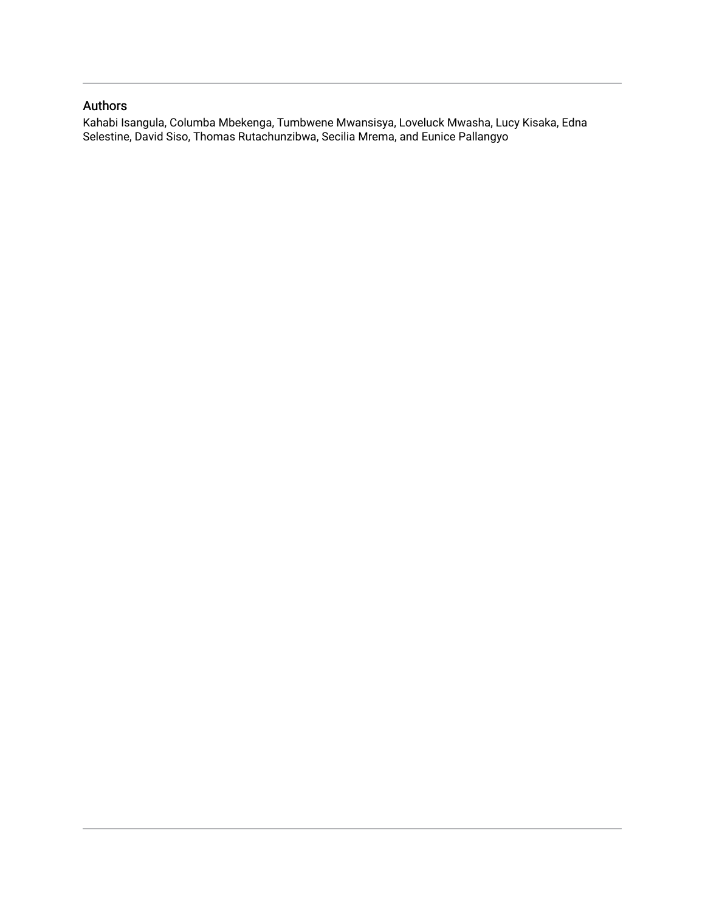## Authors

Kahabi Isangula, Columba Mbekenga, Tumbwene Mwansisya, Loveluck Mwasha, Lucy Kisaka, Edna Selestine, David Siso, Thomas Rutachunzibwa, Secilia Mrema, and Eunice Pallangyo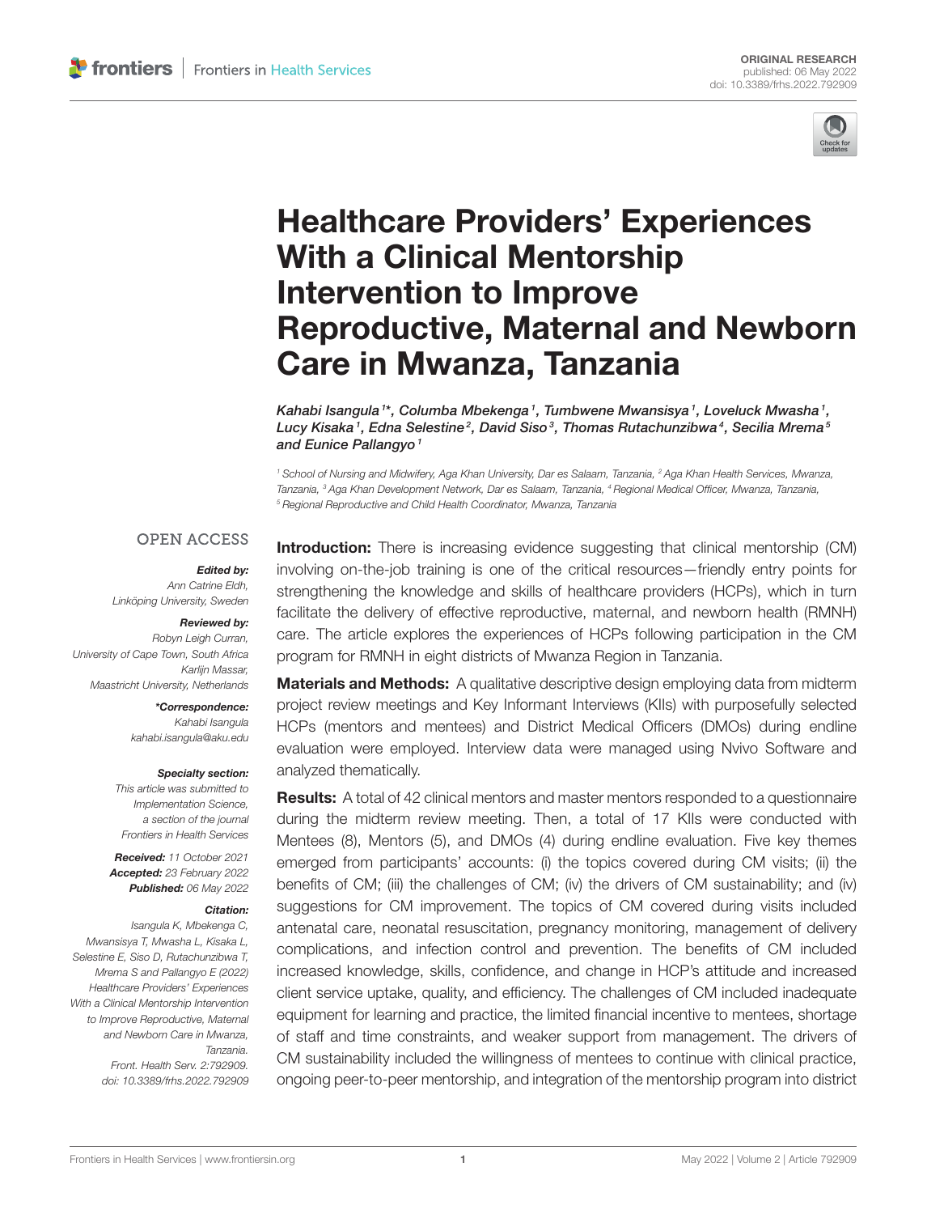# Healthcare Providers' Experiences With a Clinical Mentorship Intervention to Improve Reproductive, Maternal and Newborn Care in Mwanza, Tanzania

*Kahabi Isangula[1]\*, Columba Mbekenga[1], Tumbwene Mwansisya[1], Loveluck Mwasha[1], Lucy Kisaka[1], Edna Selestine[2], David Siso[3], Thomas Rutachunzibwa[4], Secilia Mrema[5] and Eunice Pallangyo[1]*

[1] School of Nursing and Midwifery, Aga Khan University, Dar es Salaam, Tanzania, [2] Aga Khan Health Services, Mwanza, Tanzania, [3] Aga Khan Development Network, Dar es Salaam, Tanzania, [4] Regional Medical Officer, Mwanza, Tanzania, [5] Regional Reproductive and Child Health Coordinator, Mwanza, Tanzania

OPEN ACCESS

***Edited by:***
Ann Catrine Eldh,
Linköping University, Sweden

***Reviewed by:***
Robyn Leigh Curran,
University of Cape Town, South Africa
Karlijn Massar,
Maastricht University, Netherlands

***\*Correspondence:***
Kahabi Isangula
kahabi.isangula@aku.edu

***Specialty section:***
This article was submitted to Implementation Science, a section of the journal Frontiers in Health Services

***Received:*** 11 October 2021
***Accepted:*** 23 February 2022
***Published:*** 06 May 2022

***Citation:***
Isangula K, Mbekenga C, Mwansisya T, Mwasha L, Kisaka L, Selestine E, Siso D, Rutachunzibwa T, Mrema S and Pallangyo E (2022) Healthcare Providers' Experiences With a Clinical Mentorship Intervention to Improve Reproductive, Maternal and Newborn Care in Mwanza, Tanzania. Front. Health Serv. 2:792909. doi: 10.3389/frhs.2022.792909

**Introduction:** There is increasing evidence suggesting that clinical mentorship (CM) involving on-the-job training is one of the critical resources—friendly entry points for strengthening the knowledge and skills of healthcare providers (HCPs), which in turn facilitate the delivery of effective reproductive, maternal, and newborn health (RMNH) care. The article explores the experiences of HCPs following participation in the CM program for RMNH in eight districts of Mwanza Region in Tanzania.

**Materials and Methods:** A qualitative descriptive design employing data from midterm project review meetings and Key Informant Interviews (KIIs) with purposefully selected HCPs (mentors and mentees) and District Medical Officers (DMOs) during endline evaluation were employed. Interview data were managed using Nvivo Software and analyzed thematically.

**Results:** A total of 42 clinical mentors and master mentors responded to a questionnaire during the midterm review meeting. Then, a total of 17 KIIs were conducted with Mentees (8), Mentors (5), and DMOs (4) during endline evaluation. Five key themes emerged from participants' accounts: (i) the topics covered during CM visits; (ii) the benefits of CM; (iii) the challenges of CM; (iv) the drivers of CM sustainability; and (iv) suggestions for CM improvement. The topics of CM covered during visits included antenatal care, neonatal resuscitation, pregnancy monitoring, management of delivery complications, and infection control and prevention. The benefits of CM included increased knowledge, skills, confidence, and change in HCP's attitude and increased client service uptake, quality, and efficiency. The challenges of CM included inadequate equipment for learning and practice, the limited financial incentive to mentees, shortage of staff and time constraints, and weaker support from management. The drivers of CM sustainability included the willingness of mentees to continue with clinical practice, ongoing peer-to-peer mentorship, and integration of the mentorship program into district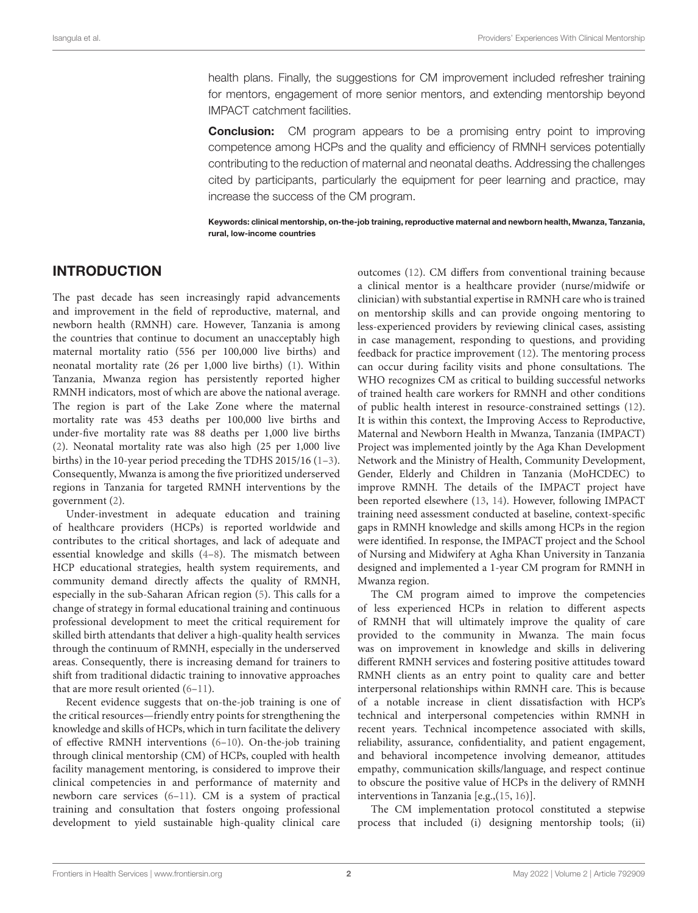health plans. Finally, the suggestions for CM improvement included refresher training for mentors, engagement of more senior mentors, and extending mentorship beyond IMPACT catchment facilities.

**Conclusion:** CM program appears to be a promising entry point to improving competence among HCPs and the quality and efficiency of RMNH services potentially contributing to the reduction of maternal and neonatal deaths. Addressing the challenges cited by participants, particularly the equipment for peer learning and practice, may increase the success of the CM program.

**Keywords: clinical mentorship, on-the-job training, reproductive maternal and newborn health, Mwanza, Tanzania, rural, low-income countries**

## INTRODUCTION

The past decade has seen increasingly rapid advancements and improvement in the field of reproductive, maternal, and newborn health (RMNH) care. However, Tanzania is among the countries that continue to document an unacceptably high maternal mortality ratio (556 per 100,000 live births) and neonatal mortality rate (26 per 1,000 live births) (1). Within Tanzania, Mwanza region has persistently reported higher RMNH indicators, most of which are above the national average. The region is part of the Lake Zone where the maternal mortality rate was 453 deaths per 100,000 live births and under-five mortality rate was 88 deaths per 1,000 live births (2). Neonatal mortality rate was also high (25 per 1,000 live births) in the 10-year period preceding the TDHS 2015/16 (1–3). Consequently, Mwanza is among the five prioritized underserved regions in Tanzania for targeted RMNH interventions by the government (2).

Under-investment in adequate education and training of healthcare providers (HCPs) is reported worldwide and contributes to the critical shortages, and lack of adequate and essential knowledge and skills (4–8). The mismatch between HCP educational strategies, health system requirements, and community demand directly affects the quality of RMNH, especially in the sub-Saharan African region (5). This calls for a change of strategy in formal educational training and continuous professional development to meet the critical requirement for skilled birth attendants that deliver a high-quality health services through the continuum of RMNH, especially in the underserved areas. Consequently, there is increasing demand for trainers to shift from traditional didactic training to innovative approaches that are more result oriented (6–11).

Recent evidence suggests that on-the-job training is one of the critical resources—friendly entry points for strengthening the knowledge and skills of HCPs, which in turn facilitate the delivery of effective RMNH interventions (6–10). On-the-job training through clinical mentorship (CM) of HCPs, coupled with health facility management mentoring, is considered to improve their clinical competencies in and performance of maternity and newborn care services (6–11). CM is a system of practical training and consultation that fosters ongoing professional development to yield sustainable high-quality clinical care outcomes (12). CM differs from conventional training because a clinical mentor is a healthcare provider (nurse/midwife or clinician) with substantial expertise in RMNH care who is trained on mentorship skills and can provide ongoing mentoring to less-experienced providers by reviewing clinical cases, assisting in case management, responding to questions, and providing feedback for practice improvement (12). The mentoring process can occur during facility visits and phone consultations. The WHO recognizes CM as critical to building successful networks of trained health care workers for RMNH and other conditions of public health interest in resource-constrained settings (12). It is within this context, the Improving Access to Reproductive, Maternal and Newborn Health in Mwanza, Tanzania (IMPACT) Project was implemented jointly by the Aga Khan Development Network and the Ministry of Health, Community Development, Gender, Elderly and Children in Tanzania (MoHCDEC) to improve RMNH. The details of the IMPACT project have been reported elsewhere (13, 14). However, following IMPACT training need assessment conducted at baseline, context-specific gaps in RMNH knowledge and skills among HCPs in the region were identified. In response, the IMPACT project and the School of Nursing and Midwifery at Agha Khan University in Tanzania designed and implemented a 1-year CM program for RMNH in Mwanza region.

The CM program aimed to improve the competencies of less experienced HCPs in relation to different aspects of RMNH that will ultimately improve the quality of care provided to the community in Mwanza. The main focus was on improvement in knowledge and skills in delivering different RMNH services and fostering positive attitudes toward RMNH clients as an entry point to quality care and better interpersonal relationships within RMNH care. This is because of a notable increase in client dissatisfaction with HCP's technical and interpersonal competencies within RMNH in recent years. Technical incompetence associated with skills, reliability, assurance, confidentiality, and patient engagement, and behavioral incompetence involving demeanor, attitudes empathy, communication skills/language, and respect continue to obscure the positive value of HCPs in the delivery of RMNH interventions in Tanzania [e.g.,(15, 16)].

The CM implementation protocol constituted a stepwise process that included (i) designing mentorship tools; (ii)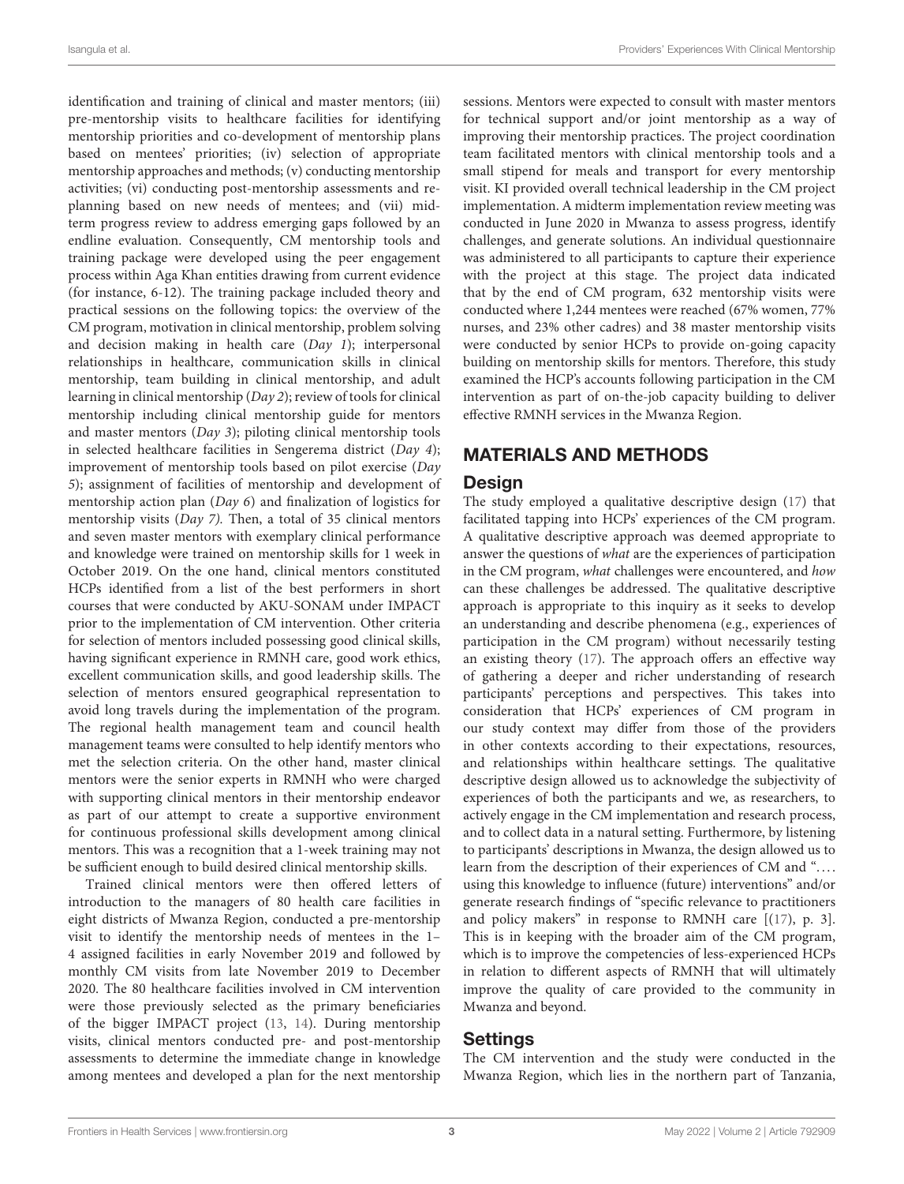identification and training of clinical and master mentors; (iii) pre-mentorship visits to healthcare facilities for identifying mentorship priorities and co-development of mentorship plans based on mentees' priorities; (iv) selection of appropriate mentorship approaches and methods; (v) conducting mentorship activities; (vi) conducting post-mentorship assessments and re-planning based on new needs of mentees; and (vii) mid-term progress review to address emerging gaps followed by an endline evaluation. Consequently, CM mentorship tools and training package were developed using the peer engagement process within Aga Khan entities drawing from current evidence (for instance, 6-12). The training package included theory and practical sessions on the following topics: the overview of the CM program, motivation in clinical mentorship, problem solving and decision making in health care (*Day 1*); interpersonal relationships in healthcare, communication skills in clinical mentorship, team building in clinical mentorship, and adult learning in clinical mentorship (*Day 2*); review of tools for clinical mentorship including clinical mentorship guide for mentors and master mentors (*Day 3*); piloting clinical mentorship tools in selected healthcare facilities in Sengerema district (*Day 4*); improvement of mentorship tools based on pilot exercise (*Day 5*); assignment of facilities of mentorship and development of mentorship action plan (*Day 6*) and finalization of logistics for mentorship visits (*Day 7).* Then, a total of 35 clinical mentors and seven master mentors with exemplary clinical performance and knowledge were trained on mentorship skills for 1 week in October 2019. On the one hand, clinical mentors constituted HCPs identified from a list of the best performers in short courses that were conducted by AKU-SONAM under IMPACT prior to the implementation of CM intervention. Other criteria for selection of mentors included possessing good clinical skills, having significant experience in RMNH care, good work ethics, excellent communication skills, and good leadership skills. The selection of mentors ensured geographical representation to avoid long travels during the implementation of the program. The regional health management team and council health management teams were consulted to help identify mentors who met the selection criteria. On the other hand, master clinical mentors were the senior experts in RMNH who were charged with supporting clinical mentors in their mentorship endeavor as part of our attempt to create a supportive environment for continuous professional skills development among clinical mentors. This was a recognition that a 1-week training may not be sufficient enough to build desired clinical mentorship skills.

Trained clinical mentors were then offered letters of introduction to the managers of 80 health care facilities in eight districts of Mwanza Region, conducted a pre-mentorship visit to identify the mentorship needs of mentees in the 1–4 assigned facilities in early November 2019 and followed by monthly CM visits from late November 2019 to December 2020. The 80 healthcare facilities involved in CM intervention were those previously selected as the primary beneficiaries of the bigger IMPACT project (13, 14). During mentorship visits, clinical mentors conducted pre- and post-mentorship assessments to determine the immediate change in knowledge among mentees and developed a plan for the next mentorship sessions. Mentors were expected to consult with master mentors for technical support and/or joint mentorship as a way of improving their mentorship practices. The project coordination team facilitated mentors with clinical mentorship tools and a small stipend for meals and transport for every mentorship visit. KI provided overall technical leadership in the CM project implementation. A midterm implementation review meeting was conducted in June 2020 in Mwanza to assess progress, identify challenges, and generate solutions. An individual questionnaire was administered to all participants to capture their experience with the project at this stage. The project data indicated that by the end of CM program, 632 mentorship visits were conducted where 1,244 mentees were reached (67% women, 77% nurses, and 23% other cadres) and 38 master mentorship visits were conducted by senior HCPs to provide on-going capacity building on mentorship skills for mentors. Therefore, this study examined the HCP's accounts following participation in the CM intervention as part of on-the-job capacity building to deliver effective RMNH services in the Mwanza Region.

## MATERIALS AND METHODS

### Design

The study employed a qualitative descriptive design (17) that facilitated tapping into HCPs' experiences of the CM program. A qualitative descriptive approach was deemed appropriate to answer the questions of *what* are the experiences of participation in the CM program, *what* challenges were encountered, and *how* can these challenges be addressed. The qualitative descriptive approach is appropriate to this inquiry as it seeks to develop an understanding and describe phenomena (e.g., experiences of participation in the CM program) without necessarily testing an existing theory (17). The approach offers an effective way of gathering a deeper and richer understanding of research participants' perceptions and perspectives. This takes into consideration that HCPs' experiences of CM program in our study context may differ from those of the providers in other contexts according to their expectations, resources, and relationships within healthcare settings. The qualitative descriptive design allowed us to acknowledge the subjectivity of experiences of both the participants and we, as researchers, to actively engage in the CM implementation and research process, and to collect data in a natural setting. Furthermore, by listening to participants' descriptions in Mwanza, the design allowed us to learn from the description of their experiences of CM and ".... using this knowledge to influence (future) interventions" and/or generate research findings of "specific relevance to practitioners and policy makers" in response to RMNH care [(17), p. 3]. This is in keeping with the broader aim of the CM program, which is to improve the competencies of less-experienced HCPs in relation to different aspects of RMNH that will ultimately improve the quality of care provided to the community in Mwanza and beyond.

### Settings

The CM intervention and the study were conducted in the Mwanza Region, which lies in the northern part of Tanzania,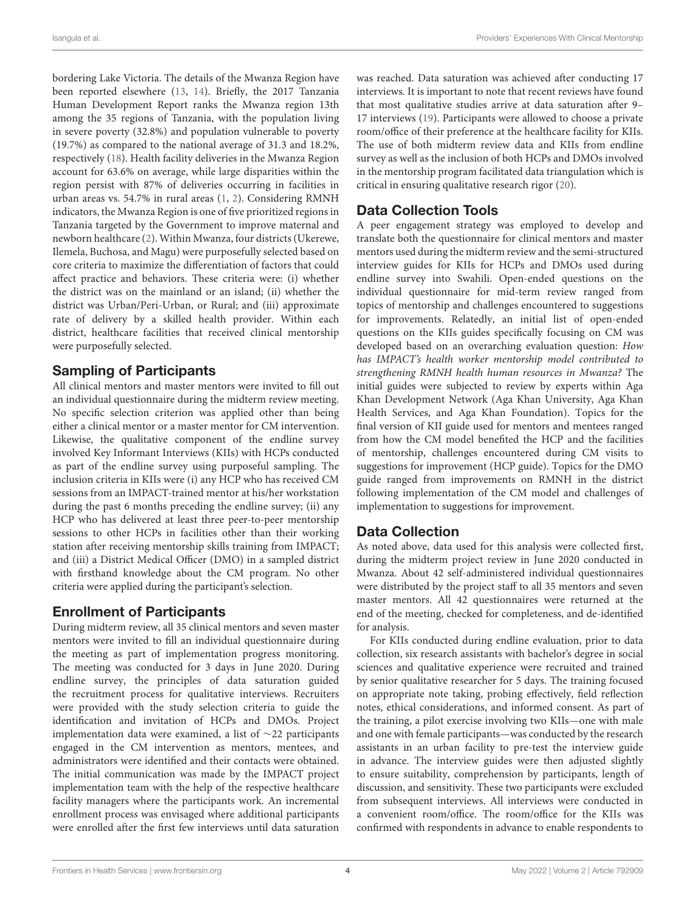bordering Lake Victoria. The details of the Mwanza Region have been reported elsewhere (13, 14). Briefly, the 2017 Tanzania Human Development Report ranks the Mwanza region 13th among the 35 regions of Tanzania, with the population living in severe poverty (32.8%) and population vulnerable to poverty (19.7%) as compared to the national average of 31.3 and 18.2%, respectively (18). Health facility deliveries in the Mwanza Region account for 63.6% on average, while large disparities within the region persist with 87% of deliveries occurring in facilities in urban areas vs. 54.7% in rural areas (1, 2). Considering RMNH indicators, the Mwanza Region is one of five prioritized regions in Tanzania targeted by the Government to improve maternal and newborn healthcare (2). Within Mwanza, four districts (Ukerewe, Ilemela, Buchosa, and Magu) were purposefully selected based on core criteria to maximize the differentiation of factors that could affect practice and behaviors. These criteria were: (i) whether the district was on the mainland or an island; (ii) whether the district was Urban/Peri-Urban, or Rural; and (iii) approximate rate of delivery by a skilled health provider. Within each district, healthcare facilities that received clinical mentorship were purposefully selected.

## Sampling of Participants

All clinical mentors and master mentors were invited to fill out an individual questionnaire during the midterm review meeting. No specific selection criterion was applied other than being either a clinical mentor or a master mentor for CM intervention. Likewise, the qualitative component of the endline survey involved Key Informant Interviews (KIIs) with HCPs conducted as part of the endline survey using purposeful sampling. The inclusion criteria in KIIs were (i) any HCP who has received CM sessions from an IMPACT-trained mentor at his/her workstation during the past 6 months preceding the endline survey; (ii) any HCP who has delivered at least three peer-to-peer mentorship sessions to other HCPs in facilities other than their working station after receiving mentorship skills training from IMPACT; and (iii) a District Medical Officer (DMO) in a sampled district with firsthand knowledge about the CM program. No other criteria were applied during the participant's selection.

## Enrollment of Participants

During midterm review, all 35 clinical mentors and seven master mentors were invited to fill an individual questionnaire during the meeting as part of implementation progress monitoring. The meeting was conducted for 3 days in June 2020. During endline survey, the principles of data saturation guided the recruitment process for qualitative interviews. Recruiters were provided with the study selection criteria to guide the identification and invitation of HCPs and DMOs. Project implementation data were examined, a list of ∼22 participants engaged in the CM intervention as mentors, mentees, and administrators were identified and their contacts were obtained. The initial communication was made by the IMPACT project implementation team with the help of the respective healthcare facility managers where the participants work. An incremental enrollment process was envisaged where additional participants were enrolled after the first few interviews until data saturation was reached. Data saturation was achieved after conducting 17 interviews. It is important to note that recent reviews have found that most qualitative studies arrive at data saturation after 9–17 interviews (19). Participants were allowed to choose a private room/office of their preference at the healthcare facility for KIIs. The use of both midterm review data and KIIs from endline survey as well as the inclusion of both HCPs and DMOs involved in the mentorship program facilitated data triangulation which is critical in ensuring qualitative research rigor (20).

## Data Collection Tools

A peer engagement strategy was employed to develop and translate both the questionnaire for clinical mentors and master mentors used during the midterm review and the semi-structured interview guides for KIIs for HCPs and DMOs used during endline survey into Swahili. Open-ended questions on the individual questionnaire for mid-term review ranged from topics of mentorship and challenges encountered to suggestions for improvements. Relatedly, an initial list of open-ended questions on the KIIs guides specifically focusing on CM was developed based on an overarching evaluation question: *How has IMPACT's health worker mentorship model contributed to strengthening RMNH health human resources in Mwanza?* The initial guides were subjected to review by experts within Aga Khan Development Network (Aga Khan University, Aga Khan Health Services, and Aga Khan Foundation). Topics for the final version of KII guide used for mentors and mentees ranged from how the CM model benefited the HCP and the facilities of mentorship, challenges encountered during CM visits to suggestions for improvement (HCP guide). Topics for the DMO guide ranged from improvements on RMNH in the district following implementation of the CM model and challenges of implementation to suggestions for improvement.

## Data Collection

As noted above, data used for this analysis were collected first, during the midterm project review in June 2020 conducted in Mwanza. About 42 self-administered individual questionnaires were distributed by the project staff to all 35 mentors and seven master mentors. All 42 questionnaires were returned at the end of the meeting, checked for completeness, and de-identified for analysis.

For KIIs conducted during endline evaluation, prior to data collection, six research assistants with bachelor's degree in social sciences and qualitative experience were recruited and trained by senior qualitative researcher for 5 days. The training focused on appropriate note taking, probing effectively, field reflection notes, ethical considerations, and informed consent. As part of the training, a pilot exercise involving two KIIs—one with male and one with female participants—was conducted by the research assistants in an urban facility to pre-test the interview guide in advance. The interview guides were then adjusted slightly to ensure suitability, comprehension by participants, length of discussion, and sensitivity. These two participants were excluded from subsequent interviews. All interviews were conducted in a convenient room/office. The room/office for the KIIs was confirmed with respondents in advance to enable respondents to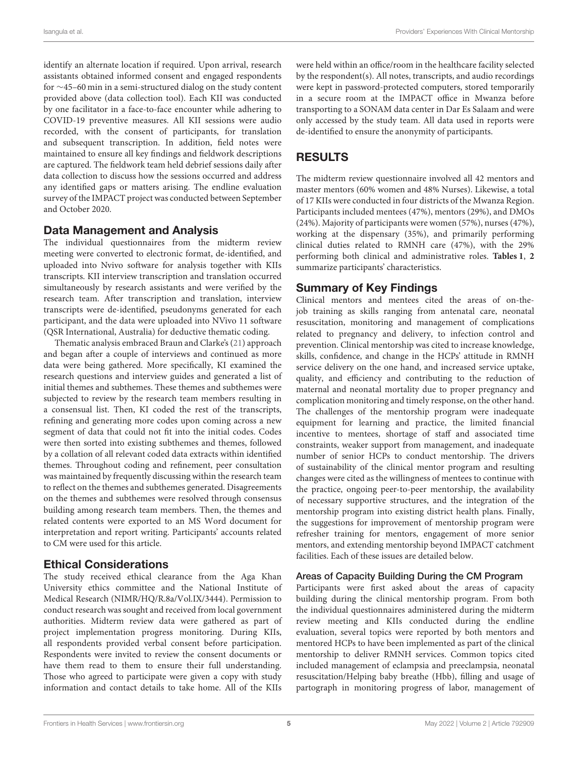identify an alternate location if required. Upon arrival, research assistants obtained informed consent and engaged respondents for ∼45–60 min in a semi-structured dialog on the study content provided above (data collection tool). Each KII was conducted by one facilitator in a face-to-face encounter while adhering to COVID-19 preventive measures. All KII sessions were audio recorded, with the consent of participants, for translation and subsequent transcription. In addition, field notes were maintained to ensure all key findings and fieldwork descriptions are captured. The fieldwork team held debrief sessions daily after data collection to discuss how the sessions occurred and address any identified gaps or matters arising. The endline evaluation survey of the IMPACT project was conducted between September and October 2020.

## Data Management and Analysis

The individual questionnaires from the midterm review meeting were converted to electronic format, de-identified, and uploaded into Nvivo software for analysis together with KIIs transcripts. KII interview transcription and translation occurred simultaneously by research assistants and were verified by the research team. After transcription and translation, interview transcripts were de-identified, pseudonyms generated for each participant, and the data were uploaded into NVivo 11 software (QSR International, Australia) for deductive thematic coding.

Thematic analysis embraced Braun and Clarke's (21) approach and began after a couple of interviews and continued as more data were being gathered. More specifically, KI examined the research questions and interview guides and generated a list of initial themes and subthemes. These themes and subthemes were subjected to review by the research team members resulting in a consensual list. Then, KI coded the rest of the transcripts, refining and generating more codes upon coming across a new segment of data that could not fit into the initial codes. Codes were then sorted into existing subthemes and themes, followed by a collation of all relevant coded data extracts within identified themes. Throughout coding and refinement, peer consultation was maintained by frequently discussing within the research team to reflect on the themes and subthemes generated. Disagreements on the themes and subthemes were resolved through consensus building among research team members. Then, the themes and related contents were exported to an MS Word document for interpretation and report writing. Participants' accounts related to CM were used for this article.

## Ethical Considerations

The study received ethical clearance from the Aga Khan University ethics committee and the National Institute of Medical Research (NIMR/HQ/R.8a/Vol.IX/3444). Permission to conduct research was sought and received from local government authorities. Midterm review data were gathered as part of project implementation progress monitoring. During KIIs, all respondents provided verbal consent before participation. Respondents were invited to review the consent documents or have them read to them to ensure their full understanding. Those who agreed to participate were given a copy with study information and contact details to take home. All of the KIIs were held within an office/room in the healthcare facility selected by the respondent(s). All notes, transcripts, and audio recordings were kept in password-protected computers, stored temporarily in a secure room at the IMPACT office in Mwanza before transporting to a SONAM data center in Dar Es Salaam and were only accessed by the study team. All data used in reports were de-identified to ensure the anonymity of participants.

# RESULTS

The midterm review questionnaire involved all 42 mentors and master mentors (60% women and 48% Nurses). Likewise, a total of 17 KIIs were conducted in four districts of the Mwanza Region. Participants included mentees (47%), mentors (29%), and DMOs (24%). Majority of participants were women (57%), nurses (47%), working at the dispensary (35%), and primarily performing clinical duties related to RMNH care (47%), with the 29% performing both clinical and administrative roles. **Tables 1**, **2** summarize participants' characteristics.

## Summary of Key Findings

Clinical mentors and mentees cited the areas of on-the-job training as skills ranging from antenatal care, neonatal resuscitation, monitoring and management of complications related to pregnancy and delivery, to infection control and prevention. Clinical mentorship was cited to increase knowledge, skills, confidence, and change in the HCPs' attitude in RMNH service delivery on the one hand, and increased service uptake, quality, and efficiency and contributing to the reduction of maternal and neonatal mortality due to proper pregnancy and complication monitoring and timely response, on the other hand. The challenges of the mentorship program were inadequate equipment for learning and practice, the limited financial incentive to mentees, shortage of staff and associated time constraints, weaker support from management, and inadequate number of senior HCPs to conduct mentorship. The drivers of sustainability of the clinical mentor program and resulting changes were cited as the willingness of mentees to continue with the practice, ongoing peer-to-peer mentorship, the availability of necessary supportive structures, and the integration of the mentorship program into existing district health plans. Finally, the suggestions for improvement of mentorship program were refresher training for mentors, engagement of more senior mentors, and extending mentorship beyond IMPACT catchment facilities. Each of these issues are detailed below.

### Areas of Capacity Building During the CM Program

Participants were first asked about the areas of capacity building during the clinical mentorship program. From both the individual questionnaires administered during the midterm review meeting and KIIs conducted during the endline evaluation, several topics were reported by both mentors and mentored HCPs to have been implemented as part of the clinical mentorship to deliver RMNH services. Common topics cited included management of eclampsia and preeclampsia, neonatal resuscitation/Helping baby breathe (Hbb), filling and usage of partograph in monitoring progress of labor, management of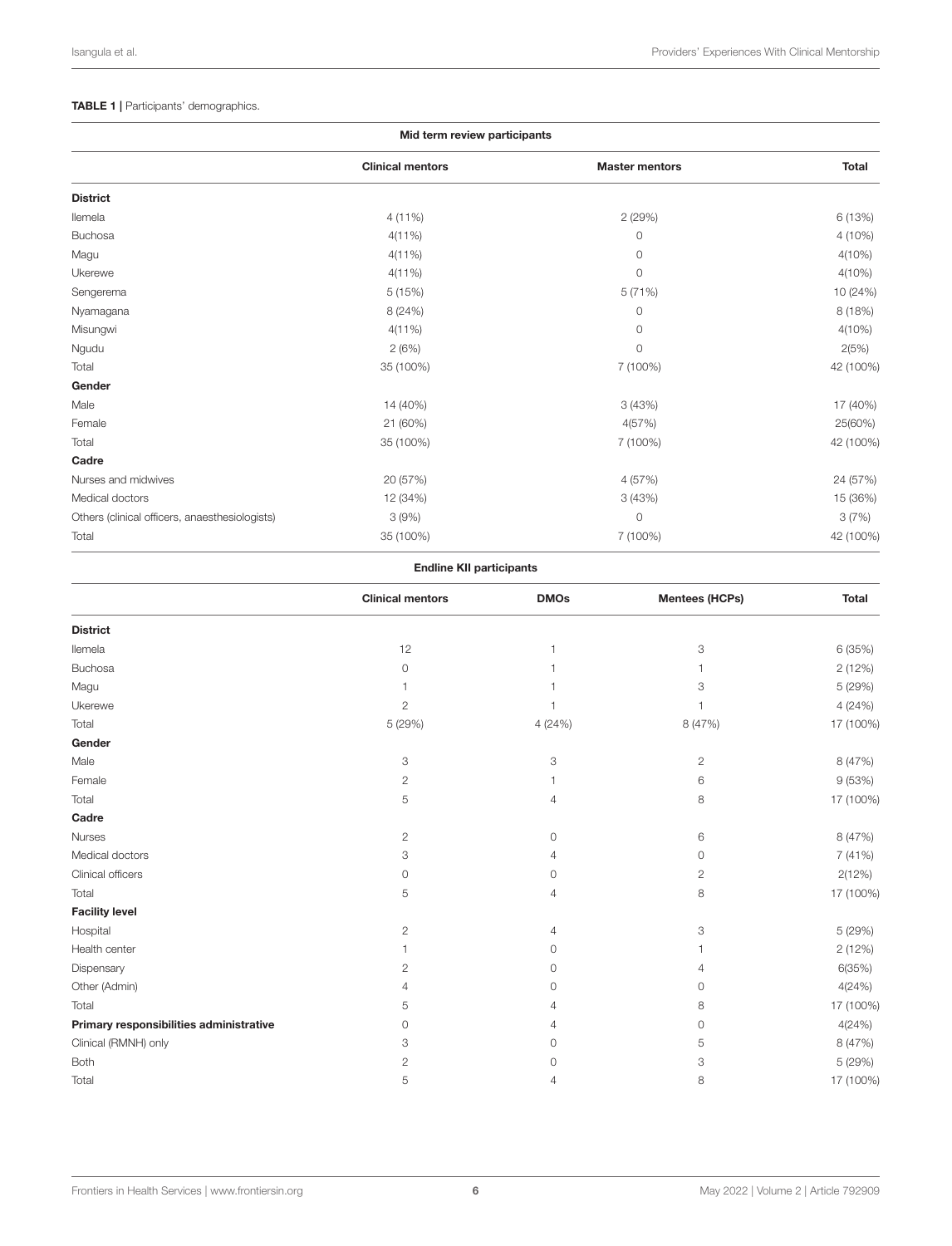**TABLE 1 |** Participants' demographics.

| Mid term review participants | | | |
|---|---|---|---|
| | **Clinical mentors** | **Master mentors** | **Total** |
| **District** | | | |
| Ilemela | 4 (11%) | 2 (29%) | 6 (13%) |
| Buchosa | 4(11%) | 0 | 4 (10%) |
| Magu | 4(11%) | 0 | 4(10%) |
| Ukerewe | 4(11%) | 0 | 4(10%) |
| Sengerema | 5 (15%) | 5 (71%) | 10 (24%) |
| Nyamagana | 8 (24%) | 0 | 8 (18%) |
| Misungwi | 4(11%) | 0 | 4(10%) |
| Ngudu | 2 (6%) | 0 | 2(5%) |
| Total | 35 (100%) | 7 (100%) | 42 (100%) |
| **Gender** | | | |
| Male | 14 (40%) | 3 (43%) | 17 (40%) |
| Female | 21 (60%) | 4(57%) | 25(60%) |
| Total | 35 (100%) | 7 (100%) | 42 (100%) |
| **Cadre** | | | |
| Nurses and midwives | 20 (57%) | 4 (57%) | 24 (57%) |
| Medical doctors | 12 (34%) | 3 (43%) | 15 (36%) |
| Others (clinical officers, anaesthesiologists) | 3 (9%) | 0 | 3 (7%) |
| Total | 35 (100%) | 7 (100%) | 42 (100%) |

| Endline KII participants | | | | |
|---|---|---|---|---|
| | **Clinical mentors** | **DMOs** | **Mentees (HCPs)** | **Total** |
| **District** | | | | |
| Ilemela | 12 | 1 | 3 | 6 (35%) |
| Buchosa | 0 | 1 | 1 | 2 (12%) |
| Magu | 1 | 1 | 3 | 5 (29%) |
| Ukerewe | 2 | 1 | 1 | 4 (24%) |
| Total | 5 (29%) | 4 (24%) | 8 (47%) | 17 (100%) |
| **Gender** | | | | |
| Male | 3 | 3 | 2 | 8 (47%) |
| Female | 2 | 1 | 6 | 9 (53%) |
| Total | 5 | 4 | 8 | 17 (100%) |
| **Cadre** | | | | |
| Nurses | 2 | 0 | 6 | 8 (47%) |
| Medical doctors | 3 | 4 | 0 | 7 (41%) |
| Clinical officers | 0 | 0 | 2 | 2(12%) |
| Total | 5 | 4 | 8 | 17 (100%) |
| **Facility level** | | | | |
| Hospital | 2 | 4 | 3 | 5 (29%) |
| Health center | 1 | 0 | 1 | 2 (12%) |
| Dispensary | 2 | 0 | 4 | 6(35%) |
| Other (Admin) | 4 | 0 | 0 | 4(24%) |
| Total | 5 | 4 | 8 | 17 (100%) |
| **Primary responsibilities administrative** | 0 | 4 | 0 | 4(24%) |
| Clinical (RMNH) only | 3 | 0 | 5 | 8 (47%) |
| Both | 2 | 0 | 3 | 5 (29%) |
| Total | 5 | 4 | 8 | 17 (100%) |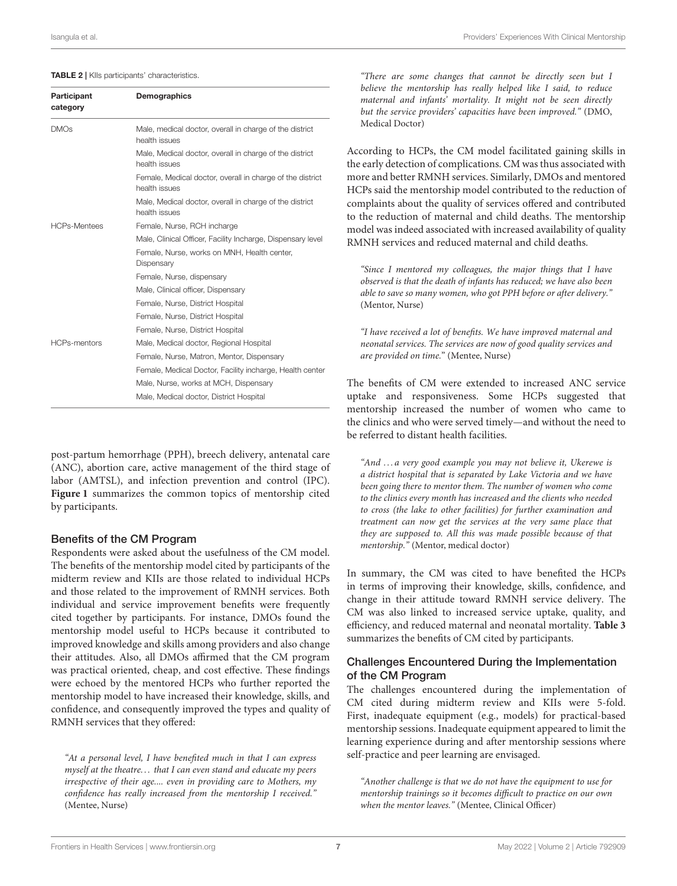**TABLE 2 |** KIIs participants' characteristics.

| Participant category | Demographics |
|---|---|
| DMOs | Male, medical doctor, overall in charge of the district health issues |
| | Male, Medical doctor, overall in charge of the district health issues |
| | Female, Medical doctor, overall in charge of the district health issues |
| | Male, Medical doctor, overall in charge of the district health issues |
| HCPs-Mentees | Female, Nurse, RCH incharge |
| | Male, Clinical Officer, Facility Incharge, Dispensary level |
| | Female, Nurse, works on MNH, Health center, Dispensary |
| | Female, Nurse, dispensary |
| | Male, Clinical officer, Dispensary |
| | Female, Nurse, District Hospital |
| | Female, Nurse, District Hospital |
| | Female, Nurse, District Hospital |
| HCPs-mentors | Male, Medical doctor, Regional Hospital |
| | Female, Nurse, Matron, Mentor, Dispensary |
| | Female, Medical Doctor, Facility incharge, Health center |
| | Male, Nurse, works at MCH, Dispensary |
| | Male, Medical doctor, District Hospital |

post-partum hemorrhage (PPH), breech delivery, antenatal care (ANC), abortion care, active management of the third stage of labor (AMTSL), and infection prevention and control (IPC). **Figure 1** summarizes the common topics of mentorship cited by participants.

### Benefits of the CM Program

Respondents were asked about the usefulness of the CM model. The benefits of the mentorship model cited by participants of the midterm review and KIIs are those related to individual HCPs and those related to the improvement of RMNH services. Both individual and service improvement benefits were frequently cited together by participants. For instance, DMOs found the mentorship model useful to HCPs because it contributed to improved knowledge and skills among providers and also change their attitudes. Also, all DMOs affirmed that the CM program was practical oriented, cheap, and cost effective. These findings were echoed by the mentored HCPs who further reported the mentorship model to have increased their knowledge, skills, and confidence, and consequently improved the types and quality of RMNH services that they offered:

> *"At a personal level, I have benefited much in that I can express myself at the theatre… that I can even stand and educate my peers irrespective of their age.... even in providing care to Mothers, my confidence has really increased from the mentorship I received."* (Mentee, Nurse)

> *"There are some changes that cannot be directly seen but I believe the mentorship has really helped like I said, to reduce maternal and infants' mortality. It might not be seen directly but the service providers' capacities have been improved."* (DMO, Medical Doctor)

According to HCPs, the CM model facilitated gaining skills in the early detection of complications. CM was thus associated with more and better RMNH services. Similarly, DMOs and mentored HCPs said the mentorship model contributed to the reduction of complaints about the quality of services offered and contributed to the reduction of maternal and child deaths. The mentorship model was indeed associated with increased availability of quality RMNH services and reduced maternal and child deaths.

> *"Since I mentored my colleagues, the major things that I have observed is that the death of infants has reduced; we have also been able to save so many women, who got PPH before or after delivery."* (Mentor, Nurse)

> *"I have received a lot of benefits. We have improved maternal and neonatal services. The services are now of good quality services and are provided on time."* (Mentee, Nurse)

The benefits of CM were extended to increased ANC service uptake and responsiveness. Some HCPs suggested that mentorship increased the number of women who came to the clinics and who were served timely—and without the need to be referred to distant health facilities.

> *"And … a very good example you may not believe it, Ukerewe is a district hospital that is separated by Lake Victoria and we have been going there to mentor them. The number of women who come to the clinics every month has increased and the clients who needed to cross (the lake to other facilities) for further examination and treatment can now get the services at the very same place that they are supposed to. All this was made possible because of that mentorship."* (Mentor, medical doctor)

In summary, the CM was cited to have benefited the HCPs in terms of improving their knowledge, skills, confidence, and change in their attitude toward RMNH service delivery. The CM was also linked to increased service uptake, quality, and efficiency, and reduced maternal and neonatal mortality. **Table 3** summarizes the benefits of CM cited by participants.

### Challenges Encountered During the Implementation of the CM Program

The challenges encountered during the implementation of CM cited during midterm review and KIIs were 5-fold. First, inadequate equipment (e.g., models) for practical-based mentorship sessions. Inadequate equipment appeared to limit the learning experience during and after mentorship sessions where self-practice and peer learning are envisaged.

> *"Another challenge is that we do not have the equipment to use for mentorship trainings so it becomes difficult to practice on our own when the mentor leaves."* (Mentee, Clinical Officer)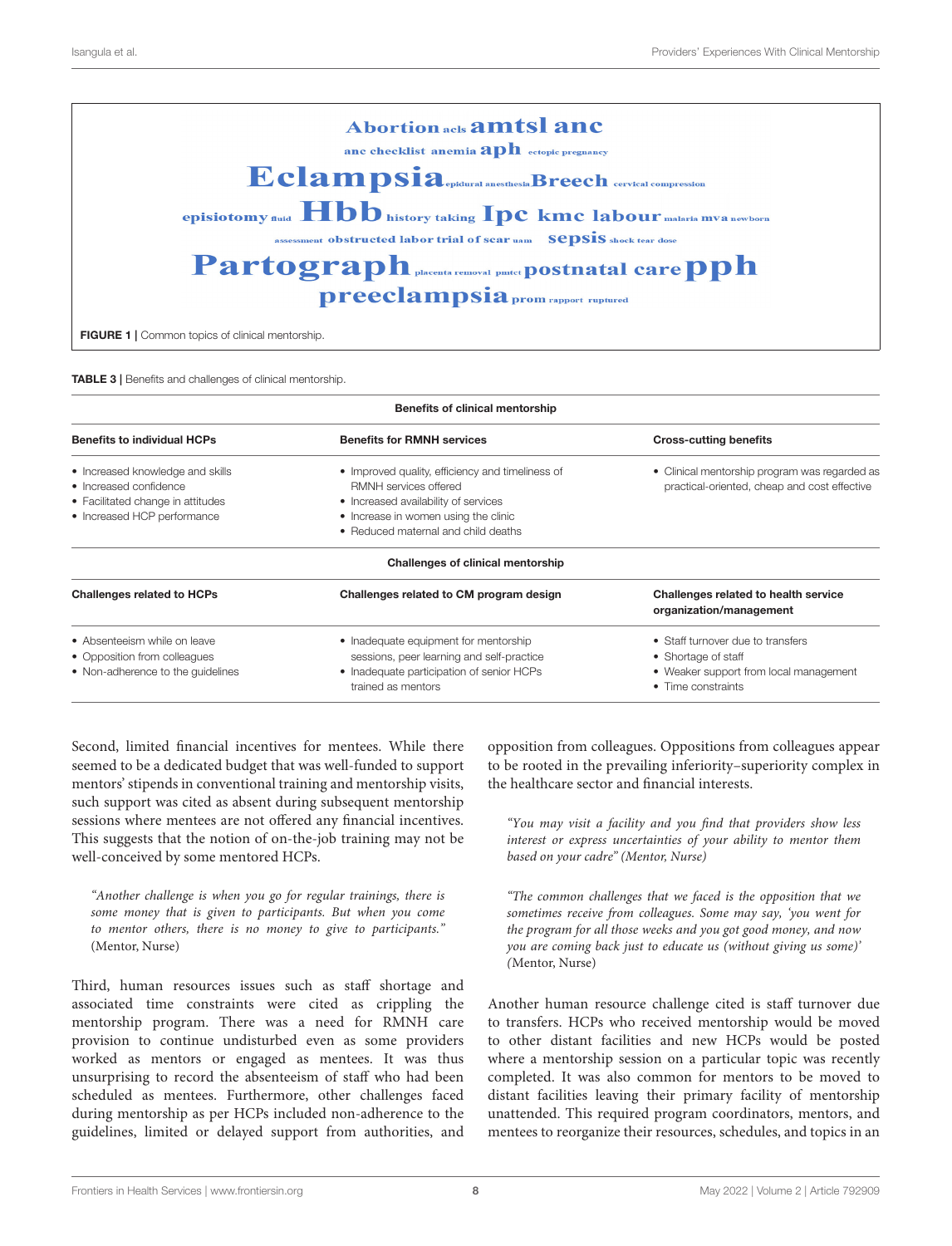Abortion acls amtsl anc
anc checklist anemia aph ectopic pregnancy
Eclampsia epidural anesthesia Breech cervical compression
episiotomy fluid Hbb history taking Ipc kmc labour malaria mva newborn
assessment obstructed labor trial of scar uam sepsis shock tear dose
Partograph placenta removal pmtct postnatal care pph
preeclampsia prom rapport ruptured

**FIGURE 1** | Common topics of clinical mentorship.

**TABLE 3** | Benefits and challenges of clinical mentorship.

| **Benefits of clinical mentorship** | | |
|---|---|---|
| **Benefits to individual HCPs** | **Benefits for RMNH services** | **Cross-cutting benefits** |
| • Increased knowledge and skills<br>• Increased confidence<br>• Facilitated change in attitudes<br>• Increased HCP performance | • Improved quality, efficiency and timeliness of RMNH services offered<br>• Increased availability of services<br>• Increase in women using the clinic<br>• Reduced maternal and child deaths | • Clinical mentorship program was regarded as practical-oriented, cheap and cost effective |
| **Challenges of clinical mentorship** | | |
| **Challenges related to HCPs** | **Challenges related to CM program design** | **Challenges related to health service organization/management** |
| • Absenteeism while on leave<br>• Opposition from colleagues<br>• Non-adherence to the guidelines | • Inadequate equipment for mentorship sessions, peer learning and self-practice<br>• Inadequate participation of senior HCPs trained as mentors | • Staff turnover due to transfers<br>• Shortage of staff<br>• Weaker support from local management<br>• Time constraints |

Second, limited financial incentives for mentees. While there seemed to be a dedicated budget that was well-funded to support mentors' stipends in conventional training and mentorship visits, such support was cited as absent during subsequent mentorship sessions where mentees are not offered any financial incentives. This suggests that the notion of on-the-job training may not be well-conceived by some mentored HCPs.

> *"Another challenge is when you go for regular trainings, there is some money that is given to participants. But when you come to mentor others, there is no money to give to participants."* (Mentor, Nurse)

Third, human resources issues such as staff shortage and associated time constraints were cited as crippling the mentorship program. There was a need for RMNH care provision to continue undisturbed even as some providers worked as mentors or engaged as mentees. It was thus unsurprising to record the absenteeism of staff who had been scheduled as mentees. Furthermore, other challenges faced during mentorship as per HCPs included non-adherence to the guidelines, limited or delayed support from authorities, and opposition from colleagues. Oppositions from colleagues appear to be rooted in the prevailing inferiority–superiority complex in the healthcare sector and financial interests.

> *"You may visit a facility and you find that providers show less interest or express uncertainties of your ability to mentor them based on your cadre" (Mentor, Nurse)*

> *"The common challenges that we faced is the opposition that we sometimes receive from colleagues. Some may say, 'you went for the program for all those weeks and you got good money, and now you are coming back just to educate us (without giving us some)'* (Mentor, Nurse)

Another human resource challenge cited is staff turnover due to transfers. HCPs who received mentorship would be moved to other distant facilities and new HCPs would be posted where a mentorship session on a particular topic was recently completed. It was also common for mentors to be moved to distant facilities leaving their primary facility of mentorship unattended. This required program coordinators, mentors, and mentees to reorganize their resources, schedules, and topics in an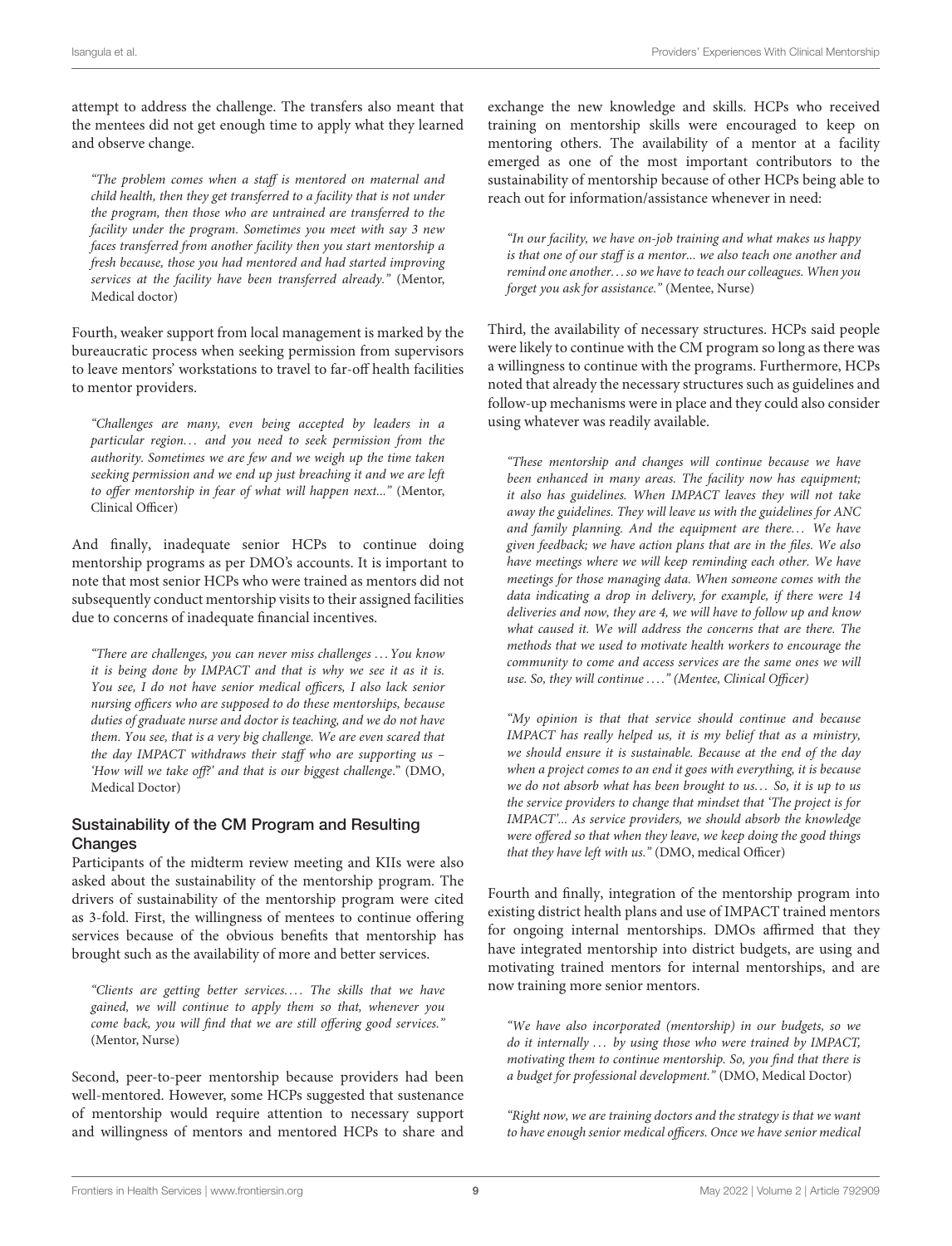attempt to address the challenge. The transfers also meant that the mentees did not get enough time to apply what they learned and observe change.

> *"The problem comes when a staff is mentored on maternal and child health, then they get transferred to a facility that is not under the program, then those who are untrained are transferred to the facility under the program. Sometimes you meet with say 3 new faces transferred from another facility then you start mentorship a fresh because, those you had mentored and had started improving services at the facility have been transferred already."* (Mentor, Medical doctor)

Fourth, weaker support from local management is marked by the bureaucratic process when seeking permission from supervisors to leave mentors' workstations to travel to far-off health facilities to mentor providers.

> *"Challenges are many, even being accepted by leaders in a particular region… and you need to seek permission from the authority. Sometimes we are few and we weigh up the time taken seeking permission and we end up just breaching it and we are left to offer mentorship in fear of what will happen next..."* (Mentor, Clinical Officer)

And finally, inadequate senior HCPs to continue doing mentorship programs as per DMO's accounts. It is important to note that most senior HCPs who were trained as mentors did not subsequently conduct mentorship visits to their assigned facilities due to concerns of inadequate financial incentives.

> *"There are challenges, you can never miss challenges … You know it is being done by IMPACT and that is why we see it as it is. You see, I do not have senior medical officers, I also lack senior nursing officers who are supposed to do these mentorships, because duties of graduate nurse and doctor is teaching, and we do not have them. You see, that is a very big challenge. We are even scared that the day IMPACT withdraws their staff who are supporting us – 'How will we take off?' and that is our biggest challenge."* (DMO, Medical Doctor)

### Sustainability of the CM Program and Resulting Changes

Participants of the midterm review meeting and KIIs were also asked about the sustainability of the mentorship program. The drivers of sustainability of the mentorship program were cited as 3-fold. First, the willingness of mentees to continue offering services because of the obvious benefits that mentorship has brought such as the availability of more and better services.

> *"Clients are getting better services.… The skills that we have gained, we will continue to apply them so that, whenever you come back, you will find that we are still offering good services."* (Mentor, Nurse)

Second, peer-to-peer mentorship because providers had been well-mentored. However, some HCPs suggested that sustenance of mentorship would require attention to necessary support and willingness of mentors and mentored HCPs to share and exchange the new knowledge and skills. HCPs who received training on mentorship skills were encouraged to keep on mentoring others. The availability of a mentor at a facility emerged as one of the most important contributors to the sustainability of mentorship because of other HCPs being able to reach out for information/assistance whenever in need:

> *"In our facility, we have on-job training and what makes us happy is that one of our staff is a mentor... we also teach one another and remind one another… so we have to teach our colleagues. When you forget you ask for assistance."* (Mentee, Nurse)

Third, the availability of necessary structures. HCPs said people were likely to continue with the CM program so long as there was a willingness to continue with the programs. Furthermore, HCPs noted that already the necessary structures such as guidelines and follow-up mechanisms were in place and they could also consider using whatever was readily available.

> *"These mentorship and changes will continue because we have been enhanced in many areas. The facility now has equipment; it also has guidelines. When IMPACT leaves they will not take away the guidelines. They will leave us with the guidelines for ANC and family planning. And the equipment are there… We have given feedback; we have action plans that are in the files. We also have meetings where we will keep reminding each other. We have meetings for those managing data. When someone comes with the data indicating a drop in delivery, for example, if there were 14 deliveries and now, they are 4, we will have to follow up and know what caused it. We will address the concerns that are there. The methods that we used to motivate health workers to encourage the community to come and access services are the same ones we will use. So, they will continue …." (Mentee, Clinical Officer)*

> *"My opinion is that that service should continue and because IMPACT has really helped us, it is my belief that as a ministry, we should ensure it is sustainable. Because at the end of the day when a project comes to an end it goes with everything, it is because we do not absorb what has been brought to us… So, it is up to us the service providers to change that mindset that 'The project is for IMPACT'... As service providers, we should absorb the knowledge were offered so that when they leave, we keep doing the good things that they have left with us."* (DMO, medical Officer)

Fourth and finally, integration of the mentorship program into existing district health plans and use of IMPACT trained mentors for ongoing internal mentorships. DMOs affirmed that they have integrated mentorship into district budgets, are using and motivating trained mentors for internal mentorships, and are now training more senior mentors.

> *"We have also incorporated (mentorship) in our budgets, so we do it internally … by using those who were trained by IMPACT, motivating them to continue mentorship. So, you find that there is a budget for professional development."* (DMO, Medical Doctor)

> *"Right now, we are training doctors and the strategy is that we want to have enough senior medical officers. Once we have senior medical*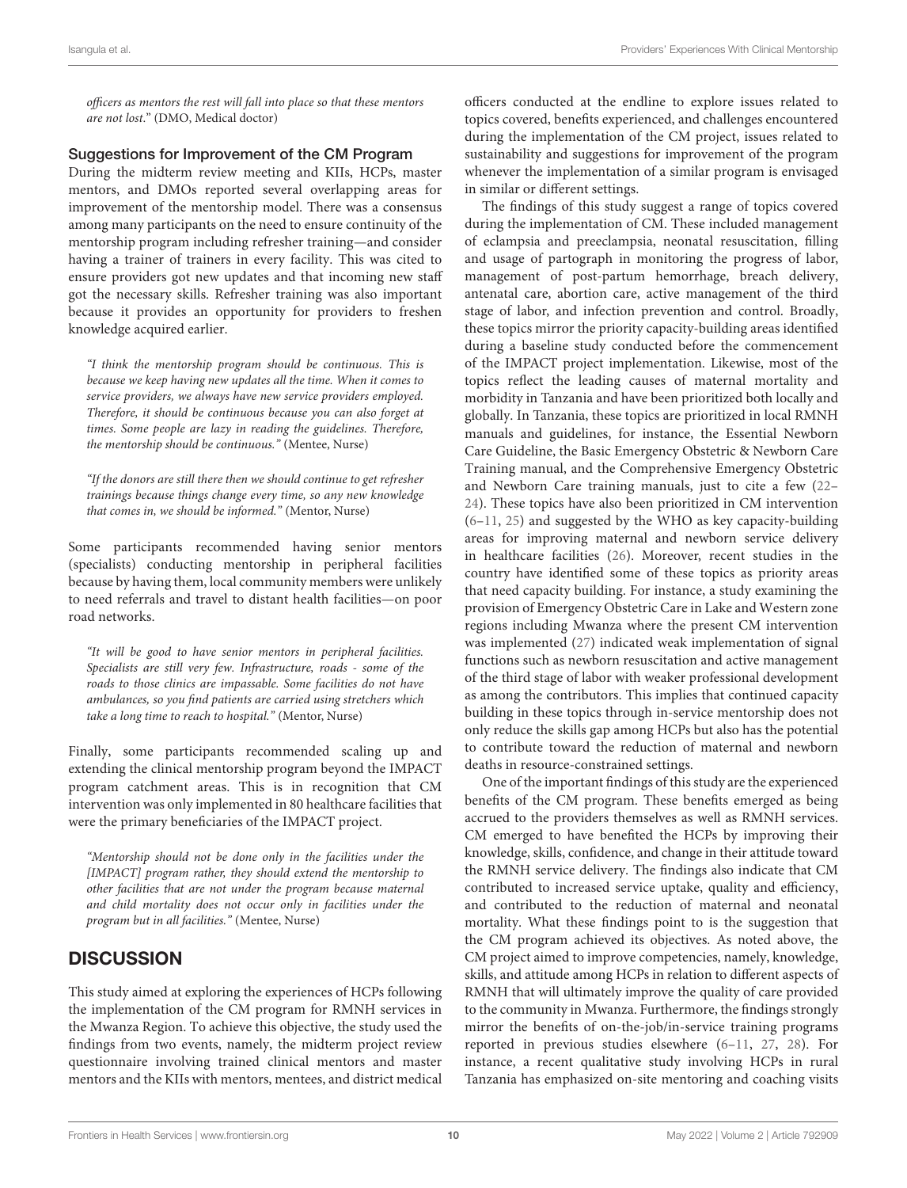*officers as mentors the rest will fall into place so that these mentors are not lost."* (DMO, Medical doctor)

### Suggestions for Improvement of the CM Program

During the midterm review meeting and KIIs, HCPs, master mentors, and DMOs reported several overlapping areas for improvement of the mentorship model. There was a consensus among many participants on the need to ensure continuity of the mentorship program including refresher training—and consider having a trainer of trainers in every facility. This was cited to ensure providers got new updates and that incoming new staff got the necessary skills. Refresher training was also important because it provides an opportunity for providers to freshen knowledge acquired earlier.

*"I think the mentorship program should be continuous. This is because we keep having new updates all the time. When it comes to service providers, we always have new service providers employed. Therefore, it should be continuous because you can also forget at times. Some people are lazy in reading the guidelines. Therefore, the mentorship should be continuous."* (Mentee, Nurse)

*"If the donors are still there then we should continue to get refresher trainings because things change every time, so any new knowledge that comes in, we should be informed."* (Mentor, Nurse)

Some participants recommended having senior mentors (specialists) conducting mentorship in peripheral facilities because by having them, local community members were unlikely to need referrals and travel to distant health facilities—on poor road networks.

*"It will be good to have senior mentors in peripheral facilities. Specialists are still very few. Infrastructure, roads - some of the roads to those clinics are impassable. Some facilities do not have ambulances, so you find patients are carried using stretchers which take a long time to reach to hospital."* (Mentor, Nurse)

Finally, some participants recommended scaling up and extending the clinical mentorship program beyond the IMPACT program catchment areas. This is in recognition that CM intervention was only implemented in 80 healthcare facilities that were the primary beneficiaries of the IMPACT project.

*"Mentorship should not be done only in the facilities under the [IMPACT] program rather, they should extend the mentorship to other facilities that are not under the program because maternal and child mortality does not occur only in facilities under the program but in all facilities."* (Mentee, Nurse)

## DISCUSSION

This study aimed at exploring the experiences of HCPs following the implementation of the CM program for RMNH services in the Mwanza Region. To achieve this objective, the study used the findings from two events, namely, the midterm project review questionnaire involving trained clinical mentors and master mentors and the KIIs with mentors, mentees, and district medical officers conducted at the endline to explore issues related to topics covered, benefits experienced, and challenges encountered during the implementation of the CM project, issues related to sustainability and suggestions for improvement of the program whenever the implementation of a similar program is envisaged in similar or different settings.

The findings of this study suggest a range of topics covered during the implementation of CM. These included management of eclampsia and preeclampsia, neonatal resuscitation, filling and usage of partograph in monitoring the progress of labor, management of post-partum hemorrhage, breach delivery, antenatal care, abortion care, active management of the third stage of labor, and infection prevention and control. Broadly, these topics mirror the priority capacity-building areas identified during a baseline study conducted before the commencement of the IMPACT project implementation. Likewise, most of the topics reflect the leading causes of maternal mortality and morbidity in Tanzania and have been prioritized both locally and globally. In Tanzania, these topics are prioritized in local RMNH manuals and guidelines, for instance, the Essential Newborn Care Guideline, the Basic Emergency Obstetric & Newborn Care Training manual, and the Comprehensive Emergency Obstetric and Newborn Care training manuals, just to cite a few (22–24). These topics have also been prioritized in CM intervention (6–11, 25) and suggested by the WHO as key capacity-building areas for improving maternal and newborn service delivery in healthcare facilities (26). Moreover, recent studies in the country have identified some of these topics as priority areas that need capacity building. For instance, a study examining the provision of Emergency Obstetric Care in Lake and Western zone regions including Mwanza where the present CM intervention was implemented (27) indicated weak implementation of signal functions such as newborn resuscitation and active management of the third stage of labor with weaker professional development as among the contributors. This implies that continued capacity building in these topics through in-service mentorship does not only reduce the skills gap among HCPs but also has the potential to contribute toward the reduction of maternal and newborn deaths in resource-constrained settings.

One of the important findings of this study are the experienced benefits of the CM program. These benefits emerged as being accrued to the providers themselves as well as RMNH services. CM emerged to have benefited the HCPs by improving their knowledge, skills, confidence, and change in their attitude toward the RMNH service delivery. The findings also indicate that CM contributed to increased service uptake, quality and efficiency, and contributed to the reduction of maternal and neonatal mortality. What these findings point to is the suggestion that the CM program achieved its objectives. As noted above, the CM project aimed to improve competencies, namely, knowledge, skills, and attitude among HCPs in relation to different aspects of RMNH that will ultimately improve the quality of care provided to the community in Mwanza. Furthermore, the findings strongly mirror the benefits of on-the-job/in-service training programs reported in previous studies elsewhere (6–11, 27, 28). For instance, a recent qualitative study involving HCPs in rural Tanzania has emphasized on-site mentoring and coaching visits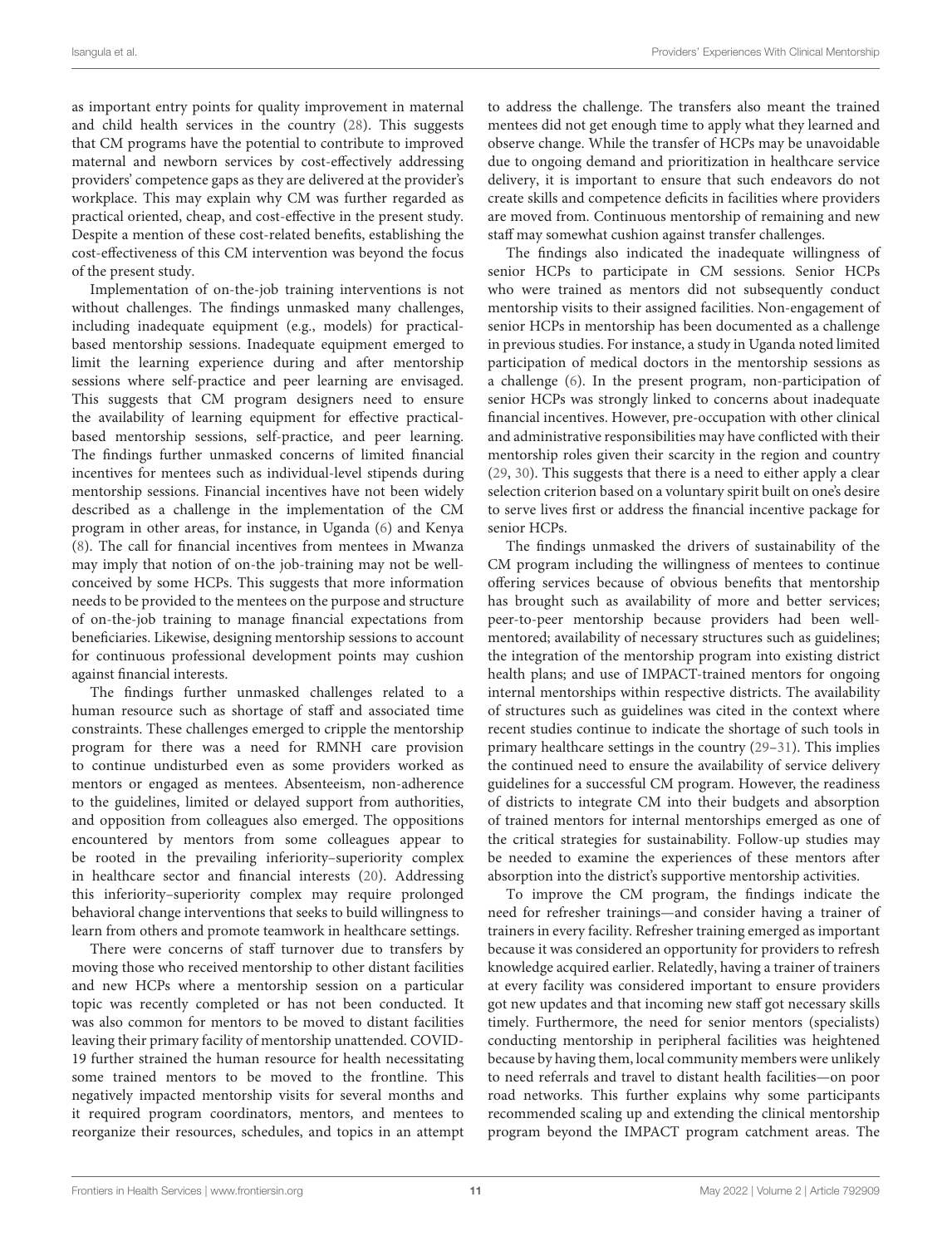as important entry points for quality improvement in maternal and child health services in the country (28). This suggests that CM programs have the potential to contribute to improved maternal and newborn services by cost-effectively addressing providers' competence gaps as they are delivered at the provider's workplace. This may explain why CM was further regarded as practical oriented, cheap, and cost-effective in the present study. Despite a mention of these cost-related benefits, establishing the cost-effectiveness of this CM intervention was beyond the focus of the present study.

Implementation of on-the-job training interventions is not without challenges. The findings unmasked many challenges, including inadequate equipment (e.g., models) for practical-based mentorship sessions. Inadequate equipment emerged to limit the learning experience during and after mentorship sessions where self-practice and peer learning are envisaged. This suggests that CM program designers need to ensure the availability of learning equipment for effective practical-based mentorship sessions, self-practice, and peer learning. The findings further unmasked concerns of limited financial incentives for mentees such as individual-level stipends during mentorship sessions. Financial incentives have not been widely described as a challenge in the implementation of the CM program in other areas, for instance, in Uganda (6) and Kenya (8). The call for financial incentives from mentees in Mwanza may imply that notion of on-the job-training may not be well-conceived by some HCPs. This suggests that more information needs to be provided to the mentees on the purpose and structure of on-the-job training to manage financial expectations from beneficiaries. Likewise, designing mentorship sessions to account for continuous professional development points may cushion against financial interests.

The findings further unmasked challenges related to a human resource such as shortage of staff and associated time constraints. These challenges emerged to cripple the mentorship program for there was a need for RMNH care provision to continue undisturbed even as some providers worked as mentors or engaged as mentees. Absenteeism, non-adherence to the guidelines, limited or delayed support from authorities, and opposition from colleagues also emerged. The oppositions encountered by mentors from some colleagues appear to be rooted in the prevailing inferiority–superiority complex in healthcare sector and financial interests (20). Addressing this inferiority–superiority complex may require prolonged behavioral change interventions that seeks to build willingness to learn from others and promote teamwork in healthcare settings.

There were concerns of staff turnover due to transfers by moving those who received mentorship to other distant facilities and new HCPs where a mentorship session on a particular topic was recently completed or has not been conducted. It was also common for mentors to be moved to distant facilities leaving their primary facility of mentorship unattended. COVID-19 further strained the human resource for health necessitating some trained mentors to be moved to the frontline. This negatively impacted mentorship visits for several months and it required program coordinators, mentors, and mentees to reorganize their resources, schedules, and topics in an attempt to address the challenge. The transfers also meant the trained mentees did not get enough time to apply what they learned and observe change. While the transfer of HCPs may be unavoidable due to ongoing demand and prioritization in healthcare service delivery, it is important to ensure that such endeavors do not create skills and competence deficits in facilities where providers are moved from. Continuous mentorship of remaining and new staff may somewhat cushion against transfer challenges.

The findings also indicated the inadequate willingness of senior HCPs to participate in CM sessions. Senior HCPs who were trained as mentors did not subsequently conduct mentorship visits to their assigned facilities. Non-engagement of senior HCPs in mentorship has been documented as a challenge in previous studies. For instance, a study in Uganda noted limited participation of medical doctors in the mentorship sessions as a challenge (6). In the present program, non-participation of senior HCPs was strongly linked to concerns about inadequate financial incentives. However, pre-occupation with other clinical and administrative responsibilities may have conflicted with their mentorship roles given their scarcity in the region and country (29, 30). This suggests that there is a need to either apply a clear selection criterion based on a voluntary spirit built on one's desire to serve lives first or address the financial incentive package for senior HCPs.

The findings unmasked the drivers of sustainability of the CM program including the willingness of mentees to continue offering services because of obvious benefits that mentorship has brought such as availability of more and better services; peer-to-peer mentorship because providers had been well-mentored; availability of necessary structures such as guidelines; the integration of the mentorship program into existing district health plans; and use of IMPACT-trained mentors for ongoing internal mentorships within respective districts. The availability of structures such as guidelines was cited in the context where recent studies continue to indicate the shortage of such tools in primary healthcare settings in the country (29–31). This implies the continued need to ensure the availability of service delivery guidelines for a successful CM program. However, the readiness of districts to integrate CM into their budgets and absorption of trained mentors for internal mentorships emerged as one of the critical strategies for sustainability. Follow-up studies may be needed to examine the experiences of these mentors after absorption into the district's supportive mentorship activities.

To improve the CM program, the findings indicate the need for refresher trainings—and consider having a trainer of trainers in every facility. Refresher training emerged as important because it was considered an opportunity for providers to refresh knowledge acquired earlier. Relatedly, having a trainer of trainers at every facility was considered important to ensure providers got new updates and that incoming new staff got necessary skills timely. Furthermore, the need for senior mentors (specialists) conducting mentorship in peripheral facilities was heightened because by having them, local community members were unlikely to need referrals and travel to distant health facilities—on poor road networks. This further explains why some participants recommended scaling up and extending the clinical mentorship program beyond the IMPACT program catchment areas. The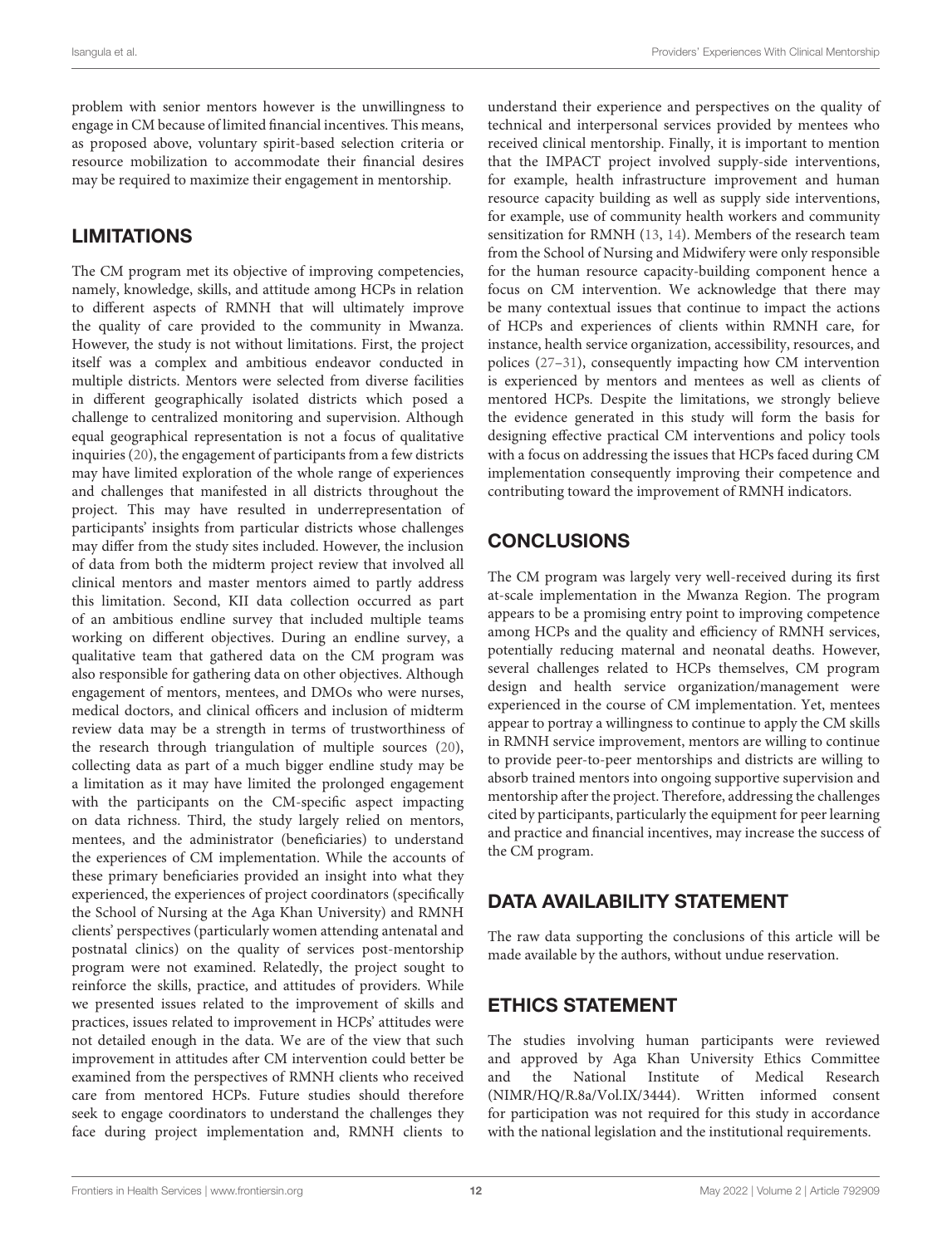problem with senior mentors however is the unwillingness to engage in CM because of limited financial incentives. This means, as proposed above, voluntary spirit-based selection criteria or resource mobilization to accommodate their financial desires may be required to maximize their engagement in mentorship.

## LIMITATIONS

The CM program met its objective of improving competencies, namely, knowledge, skills, and attitude among HCPs in relation to different aspects of RMNH that will ultimately improve the quality of care provided to the community in Mwanza. However, the study is not without limitations. First, the project itself was a complex and ambitious endeavor conducted in multiple districts. Mentors were selected from diverse facilities in different geographically isolated districts which posed a challenge to centralized monitoring and supervision. Although equal geographical representation is not a focus of qualitative inquiries (20), the engagement of participants from a few districts may have limited exploration of the whole range of experiences and challenges that manifested in all districts throughout the project. This may have resulted in underrepresentation of participants' insights from particular districts whose challenges may differ from the study sites included. However, the inclusion of data from both the midterm project review that involved all clinical mentors and master mentors aimed to partly address this limitation. Second, KII data collection occurred as part of an ambitious endline survey that included multiple teams working on different objectives. During an endline survey, a qualitative team that gathered data on the CM program was also responsible for gathering data on other objectives. Although engagement of mentors, mentees, and DMOs who were nurses, medical doctors, and clinical officers and inclusion of midterm review data may be a strength in terms of trustworthiness of the research through triangulation of multiple sources (20), collecting data as part of a much bigger endline study may be a limitation as it may have limited the prolonged engagement with the participants on the CM-specific aspect impacting on data richness. Third, the study largely relied on mentors, mentees, and the administrator (beneficiaries) to understand the experiences of CM implementation. While the accounts of these primary beneficiaries provided an insight into what they experienced, the experiences of project coordinators (specifically the School of Nursing at the Aga Khan University) and RMNH clients' perspectives (particularly women attending antenatal and postnatal clinics) on the quality of services post-mentorship program were not examined. Relatedly, the project sought to reinforce the skills, practice, and attitudes of providers. While we presented issues related to the improvement of skills and practices, issues related to improvement in HCPs' attitudes were not detailed enough in the data. We are of the view that such improvement in attitudes after CM intervention could better be examined from the perspectives of RMNH clients who received care from mentored HCPs. Future studies should therefore seek to engage coordinators to understand the challenges they face during project implementation and, RMNH clients to understand their experience and perspectives on the quality of technical and interpersonal services provided by mentees who received clinical mentorship. Finally, it is important to mention that the IMPACT project involved supply-side interventions, for example, health infrastructure improvement and human resource capacity building as well as supply side interventions, for example, use of community health workers and community sensitization for RMNH (13, 14). Members of the research team from the School of Nursing and Midwifery were only responsible for the human resource capacity-building component hence a focus on CM intervention. We acknowledge that there may be many contextual issues that continue to impact the actions of HCPs and experiences of clients within RMNH care, for instance, health service organization, accessibility, resources, and polices (27–31), consequently impacting how CM intervention is experienced by mentors and mentees as well as clients of mentored HCPs. Despite the limitations, we strongly believe the evidence generated in this study will form the basis for designing effective practical CM interventions and policy tools with a focus on addressing the issues that HCPs faced during CM implementation consequently improving their competence and contributing toward the improvement of RMNH indicators.

## CONCLUSIONS

The CM program was largely very well-received during its first at-scale implementation in the Mwanza Region. The program appears to be a promising entry point to improving competence among HCPs and the quality and efficiency of RMNH services, potentially reducing maternal and neonatal deaths. However, several challenges related to HCPs themselves, CM program design and health service organization/management were experienced in the course of CM implementation. Yet, mentees appear to portray a willingness to continue to apply the CM skills in RMNH service improvement, mentors are willing to continue to provide peer-to-peer mentorships and districts are willing to absorb trained mentors into ongoing supportive supervision and mentorship after the project. Therefore, addressing the challenges cited by participants, particularly the equipment for peer learning and practice and financial incentives, may increase the success of the CM program.

## DATA AVAILABILITY STATEMENT

The raw data supporting the conclusions of this article will be made available by the authors, without undue reservation.

## ETHICS STATEMENT

The studies involving human participants were reviewed and approved by Aga Khan University Ethics Committee and the National Institute of Medical Research (NIMR/HQ/R.8a/Vol.IX/3444). Written informed consent for participation was not required for this study in accordance with the national legislation and the institutional requirements.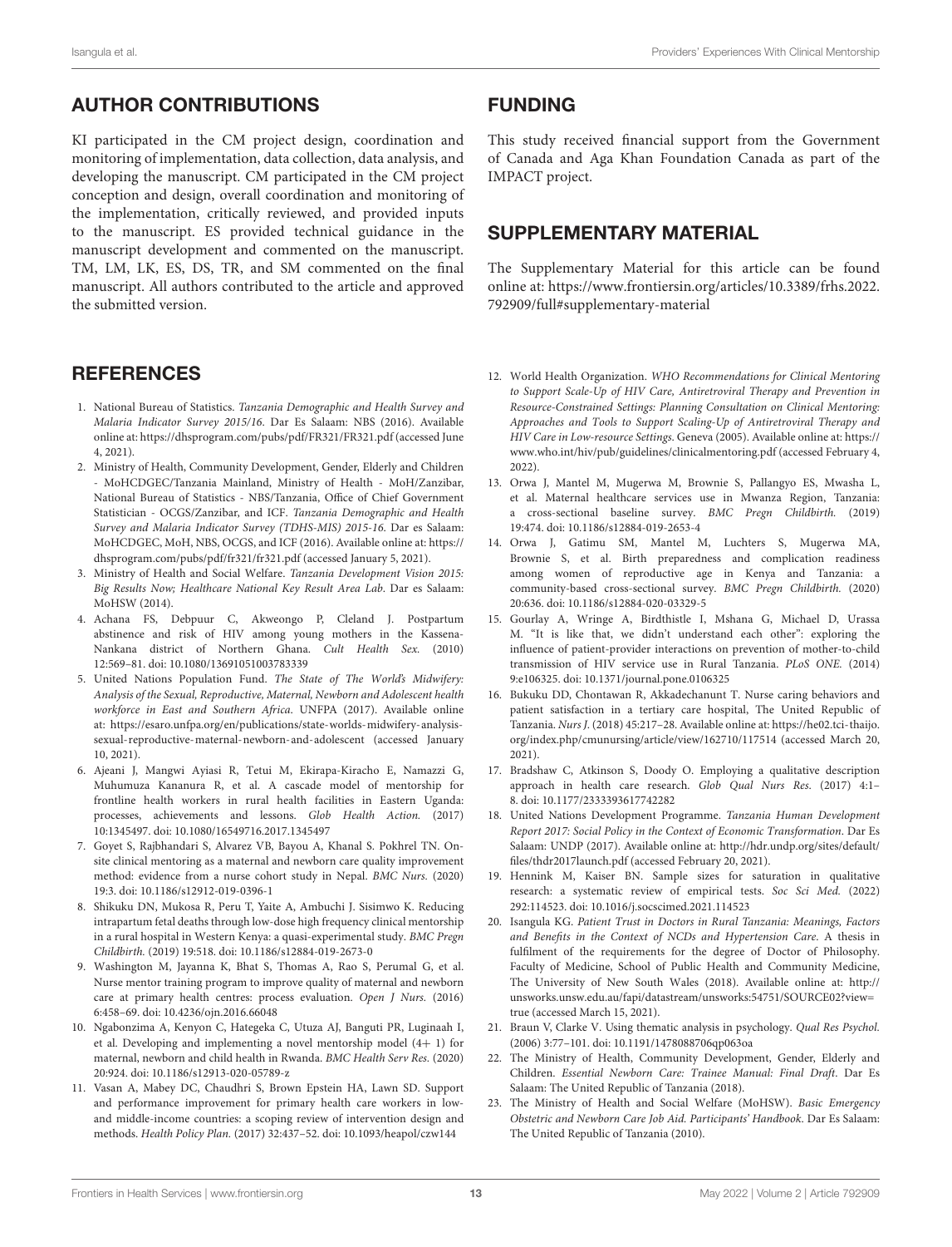## AUTHOR CONTRIBUTIONS

KI participated in the CM project design, coordination and monitoring of implementation, data collection, data analysis, and developing the manuscript. CM participated in the CM project conception and design, overall coordination and monitoring of the implementation, critically reviewed, and provided inputs to the manuscript. ES provided technical guidance in the manuscript development and commented on the manuscript. TM, LM, LK, ES, DS, TR, and SM commented on the final manuscript. All authors contributed to the article and approved the submitted version.

## FUNDING

This study received financial support from the Government of Canada and Aga Khan Foundation Canada as part of the IMPACT project.

## SUPPLEMENTARY MATERIAL

The Supplementary Material for this article can be found online at: https://www.frontiersin.org/articles/10.3389/frhs.2022.792909/full#supplementary-material

## REFERENCES

1. National Bureau of Statistics. *Tanzania Demographic and Health Survey and Malaria Indicator Survey 2015/16*. Dar Es Salaam: NBS (2016). Available online at: https://dhsprogram.com/pubs/pdf/FR321/FR321.pdf (accessed June 4, 2021).
2. Ministry of Health, Community Development, Gender, Elderly and Children - MoHCDGEC/Tanzania Mainland, Ministry of Health - MoH/Zanzibar, National Bureau of Statistics - NBS/Tanzania, Office of Chief Government Statistician - OCGS/Zanzibar, and ICF. *Tanzania Demographic and Health Survey and Malaria Indicator Survey (TDHS-MIS) 2015-16*. Dar es Salaam: MoHCDGEC, MoH, NBS, OCGS, and ICF (2016). Available online at: https://dhsprogram.com/pubs/pdf/fr321/fr321.pdf (accessed January 5, 2021).
3. Ministry of Health and Social Welfare. *Tanzania Development Vision 2015: Big Results Now; Healthcare National Key Result Area Lab*. Dar es Salaam: MoHSW (2014).
4. Achana FS, Debpuur C, Akweongo P, Cleland J. Postpartum abstinence and risk of HIV among young mothers in the Kassena-Nankana district of Northern Ghana. *Cult Health Sex.* (2010) 12:569–81. doi: 10.1080/13691051003783339
5. United Nations Population Fund. *The State of The World's Midwifery: Analysis of the Sexual, Reproductive, Maternal, Newborn and Adolescent health workforce in East and Southern Africa*. UNFPA (2017). Available online at: https://esaro.unfpa.org/en/publications/state-worlds-midwifery-analysis-sexual-reproductive-maternal-newborn-and-adolescent (accessed January 10, 2021).
6. Ajeani J, Mangwi Ayiasi R, Tetui M, Ekirapa-Kiracho E, Namazzi G, Muhumuza Kananura R, et al. A cascade model of mentorship for frontline health workers in rural health facilities in Eastern Uganda: processes, achievements and lessons. *Glob Health Action.* (2017) 10:1345497. doi: 10.1080/16549716.2017.1345497
7. Goyet S, Rajbhandari S, Alvarez VB, Bayou A, Khanal S. Pokhrel TN. On-site clinical mentoring as a maternal and newborn care quality improvement method: evidence from a nurse cohort study in Nepal. *BMC Nurs.* (2020) 19:3. doi: 10.1186/s12912-019-0396-1
8. Shikuku DN, Mukosa R, Peru T, Yaite A, Ambuchi J. Sisimwo K. Reducing intrapartum fetal deaths through low-dose high frequency clinical mentorship in a rural hospital in Western Kenya: a quasi-experimental study. *BMC Pregn Childbirth.* (2019) 19:518. doi: 10.1186/s12884-019-2673-0
9. Washington M, Jayanna K, Bhat S, Thomas A, Rao S, Perumal G, et al. Nurse mentor training program to improve quality of maternal and newborn care at primary health centres: process evaluation. *Open J Nurs.* (2016) 6:458–69. doi: 10.4236/ojn.2016.66048
10. Ngabonzima A, Kenyon C, Hategeka C, Utuza AJ, Banguti PR, Luginaah I, et al. Developing and implementing a novel mentorship model (4+ 1) for maternal, newborn and child health in Rwanda. *BMC Health Serv Res.* (2020) 20:924. doi: 10.1186/s12913-020-05789-z
11. Vasan A, Mabey DC, Chaudhri S, Brown Epstein HA, Lawn SD. Support and performance improvement for primary health care workers in low- and middle-income countries: a scoping review of intervention design and methods. *Health Policy Plan.* (2017) 32:437–52. doi: 10.1093/heapol/czw144
12. World Health Organization. *WHO Recommendations for Clinical Mentoring to Support Scale-Up of HIV Care, Antiretroviral Therapy and Prevention in Resource-Constrained Settings: Planning Consultation on Clinical Mentoring: Approaches and Tools to Support Scaling-Up of Antiretroviral Therapy and HIV Care in Low-resource Settings*. Geneva (2005). Available online at: https://www.who.int/hiv/pub/guidelines/clinicalmentoring.pdf (accessed February 4, 2022).
13. Orwa J, Mantel M, Mugerwa M, Brownie S, Pallangyo ES, Mwasha L, et al. Maternal healthcare services use in Mwanza Region, Tanzania: a cross-sectional baseline survey. *BMC Pregn Childbirth.* (2019) 19:474. doi: 10.1186/s12884-019-2653-4
14. Orwa J, Gatimu SM, Mantel M, Luchters S, Mugerwa MA, Brownie S, et al. Birth preparedness and complication readiness among women of reproductive age in Kenya and Tanzania: a community-based cross-sectional survey. *BMC Pregn Childbirth.* (2020) 20:636. doi: 10.1186/s12884-020-03329-5
15. Gourlay A, Wringe A, Birdthistle I, Mshana G, Michael D, Urassa M. "It is like that, we didn't understand each other": exploring the influence of patient-provider interactions on prevention of mother-to-child transmission of HIV service use in Rural Tanzania. *PLoS ONE.* (2014) 9:e106325. doi: 10.1371/journal.pone.0106325
16. Bukuku DD, Chontawan R, Akkadechanunt T. Nurse caring behaviors and patient satisfaction in a tertiary care hospital, The United Republic of Tanzania. *Nurs J.* (2018) 45:217–28. Available online at: https://he02.tci-thaijo.org/index.php/cmunursing/article/view/162710/117514 (accessed March 20, 2021).
17. Bradshaw C, Atkinson S, Doody O. Employing a qualitative description approach in health care research. *Glob Qual Nurs Res.* (2017) 4:1–8. doi: 10.1177/2333393617742282
18. United Nations Development Programme. *Tanzania Human Development Report 2017: Social Policy in the Context of Economic Transformation*. Dar Es Salaam: UNDP (2017). Available online at: http://hdr.undp.org/sites/default/files/thdr2017launch.pdf (accessed February 20, 2021).
19. Hennink M, Kaiser BN. Sample sizes for saturation in qualitative research: a systematic review of empirical tests. *Soc Sci Med.* (2022) 292:114523. doi: 10.1016/j.socscimed.2021.114523
20. Isangula KG. *Patient Trust in Doctors in Rural Tanzania: Meanings, Factors and Benefits in the Context of NCDs and Hypertension Care*. A thesis in fulfilment of the requirements for the degree of Doctor of Philosophy. Faculty of Medicine, School of Public Health and Community Medicine, The University of New South Wales (2018). Available online at: http://unsworks.unsw.edu.au/fapi/datastream/unsworks:54751/SOURCE02?view=true (accessed March 15, 2021).
21. Braun V, Clarke V. Using thematic analysis in psychology. *Qual Res Psychol.* (2006) 3:77–101. doi: 10.1191/1478088706qp063oa
22. The Ministry of Health, Community Development, Gender, Elderly and Children. *Essential Newborn Care: Trainee Manual: Final Draft*. Dar Es Salaam: The United Republic of Tanzania (2018).
23. The Ministry of Health and Social Welfare (MoHSW). *Basic Emergency Obstetric and Newborn Care Job Aid. Participants' Handbook*. Dar Es Salaam: The United Republic of Tanzania (2010).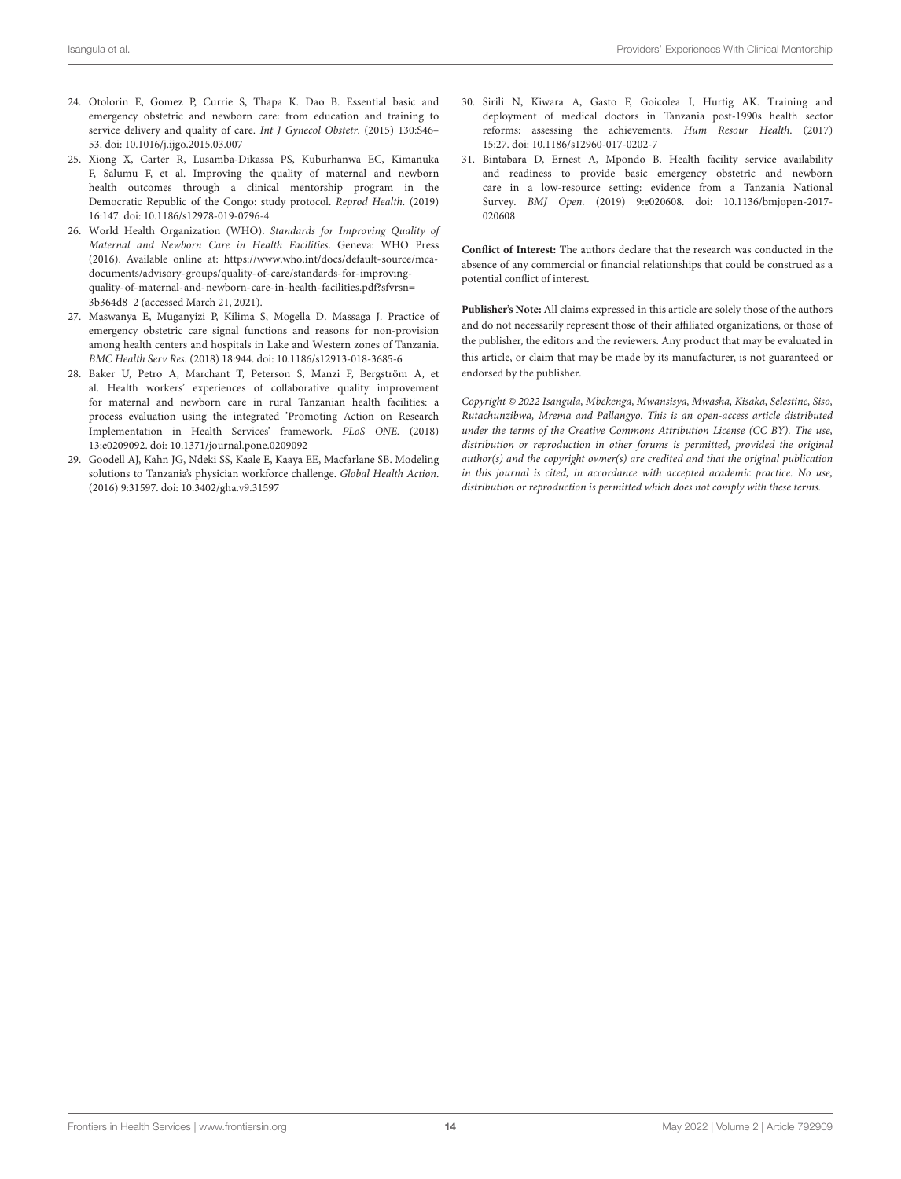24. Otolorin E, Gomez P, Currie S, Thapa K. Dao B. Essential basic and emergency obstetric and newborn care: from education and training to service delivery and quality of care. *Int J Gynecol Obstetr.* (2015) 130:S46–53. doi: 10.1016/j.ijgo.2015.03.007
25. Xiong X, Carter R, Lusamba-Dikassa PS, Kuburhanwa EC, Kimanuka F, Salumu F, et al. Improving the quality of maternal and newborn health outcomes through a clinical mentorship program in the Democratic Republic of the Congo: study protocol. *Reprod Health.* (2019) 16:147. doi: 10.1186/s12978-019-0796-4
26. World Health Organization (WHO). *Standards for Improving Quality of Maternal and Newborn Care in Health Facilities.* Geneva: WHO Press (2016). Available online at: https://www.who.int/docs/default-source/mca-documents/advisory-groups/quality-of-care/standards-for-improving-quality-of-maternal-and-newborn-care-in-health-facilities.pdf?sfvrsn=3b364d8_2 (accessed March 21, 2021).
27. Maswanya E, Muganyizi P, Kilima S, Mogella D. Massaga J. Practice of emergency obstetric care signal functions and reasons for non-provision among health centers and hospitals in Lake and Western zones of Tanzania. *BMC Health Serv Res.* (2018) 18:944. doi: 10.1186/s12913-018-3685-6
28. Baker U, Petro A, Marchant T, Peterson S, Manzi F, Bergström A, et al. Health workers' experiences of collaborative quality improvement for maternal and newborn care in rural Tanzanian health facilities: a process evaluation using the integrated 'Promoting Action on Research Implementation in Health Services' framework. *PLoS ONE.* (2018) 13:e0209092. doi: 10.1371/journal.pone.0209092
29. Goodell AJ, Kahn JG, Ndeki SS, Kaale E, Kaaya EE, Macfarlane SB. Modeling solutions to Tanzania's physician workforce challenge. *Global Health Action.* (2016) 9:31597. doi: 10.3402/gha.v9.31597
30. Sirili N, Kiwara A, Gasto F, Goicolea I, Hurtig AK. Training and deployment of medical doctors in Tanzania post-1990s health sector reforms: assessing the achievements. *Hum Resour Health.* (2017) 15:27. doi: 10.1186/s12960-017-0202-7
31. Bintabara D, Ernest A, Mpondo B. Health facility service availability and readiness to provide basic emergency obstetric and newborn care in a low-resource setting: evidence from a Tanzania National Survey. *BMJ Open.* (2019) 9:e020608. doi: 10.1136/bmjopen-2017-020608

**Conflict of Interest:** The authors declare that the research was conducted in the absence of any commercial or financial relationships that could be construed as a potential conflict of interest.

**Publisher's Note:** All claims expressed in this article are solely those of the authors and do not necessarily represent those of their affiliated organizations, or those of the publisher, the editors and the reviewers. Any product that may be evaluated in this article, or claim that may be made by its manufacturer, is not guaranteed or endorsed by the publisher.

*Copyright © 2022 Isangula, Mbekenga, Mwansisya, Mwasha, Kisaka, Selestine, Siso, Rutachunzibwa, Mrema and Pallangyo. This is an open-access article distributed under the terms of the Creative Commons Attribution License (CC BY). The use, distribution or reproduction in other forums is permitted, provided the original author(s) and the copyright owner(s) are credited and that the original publication in this journal is cited, in accordance with accepted academic practice. No use, distribution or reproduction is permitted which does not comply with these terms.*